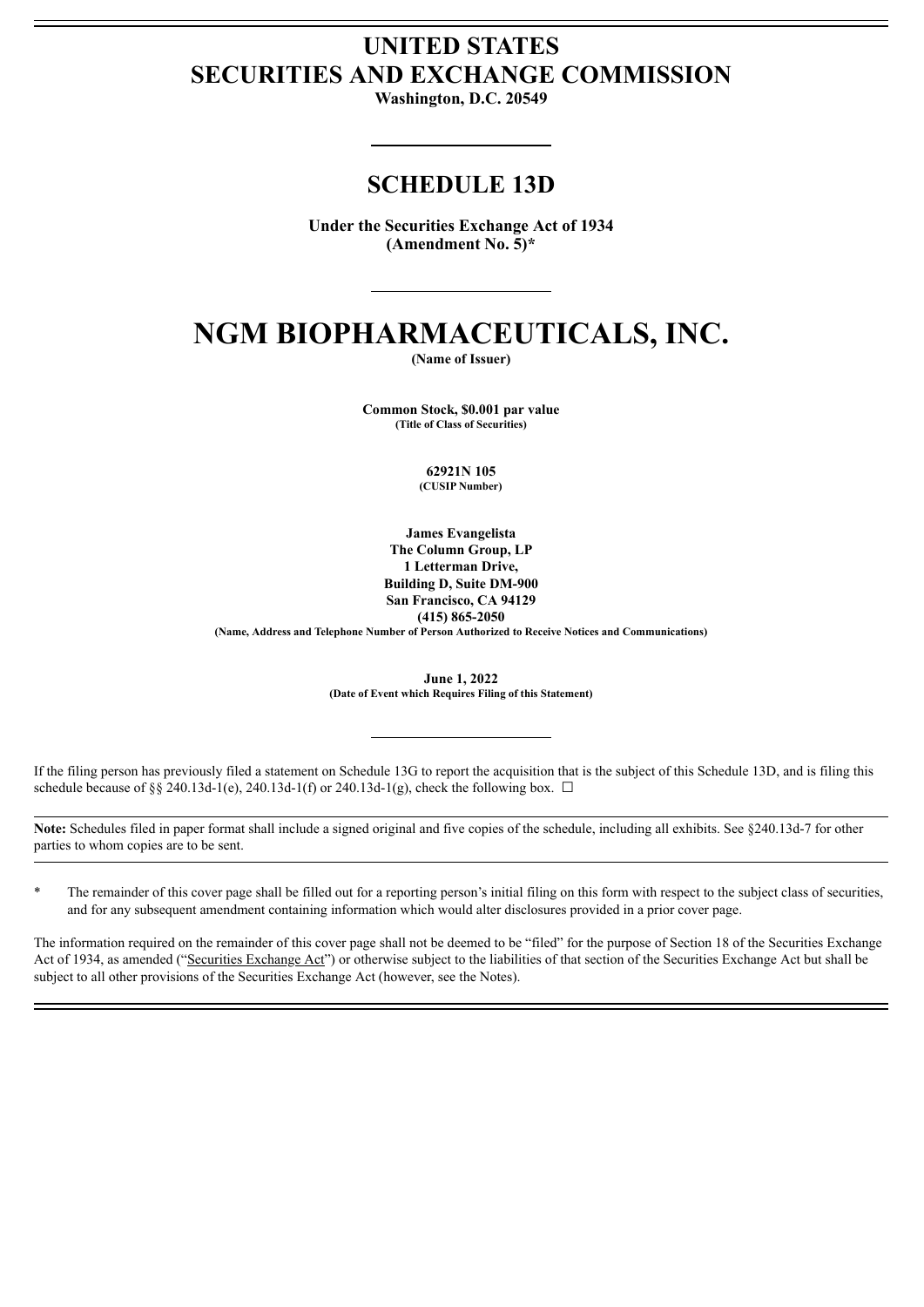# UNITED STATES
# SECURITIES AND EXCHANGE COMMISSION

**Washington, D.C. 20549**

## SCHEDULE 13D

**Under the Securities Exchange Act of 1934**
**(Amendment No. 5)***

# NGM BIOPHARMACEUTICALS, INC.

**(Name of Issuer)**

**Common Stock, $0.001 par value**
**(Title of Class of Securities)**

**62921N 105**
**(CUSIP Number)**

**James Evangelista**
**The Column Group, LP**
**1 Letterman Drive,**
**Building D, Suite DM-900**
**San Francisco, CA 94129**
**(415) 865-2050**
**(Name, Address and Telephone Number of Person Authorized to Receive Notices and Communications)**

**June 1, 2022**
**(Date of Event which Requires Filing of this Statement)**

If the filing person has previously filed a statement on Schedule 13G to report the acquisition that is the subject of this Schedule 13D, and is filing this schedule because of §§ 240.13d-1(e), 240.13d-1(f) or 240.13d-1(g), check the following box. ☐

**Note:** Schedules filed in paper format shall include a signed original and five copies of the schedule, including all exhibits. See §240.13d-7 for other parties to whom copies are to be sent.

\* The remainder of this cover page shall be filled out for a reporting person's initial filing on this form with respect to the subject class of securities, and for any subsequent amendment containing information which would alter disclosures provided in a prior cover page.

The information required on the remainder of this cover page shall not be deemed to be "filed" for the purpose of Section 18 of the Securities Exchange Act of 1934, as amended ("Securities Exchange Act") or otherwise subject to the liabilities of that section of the Securities Exchange Act but shall be subject to all other provisions of the Securities Exchange Act (however, see the Notes).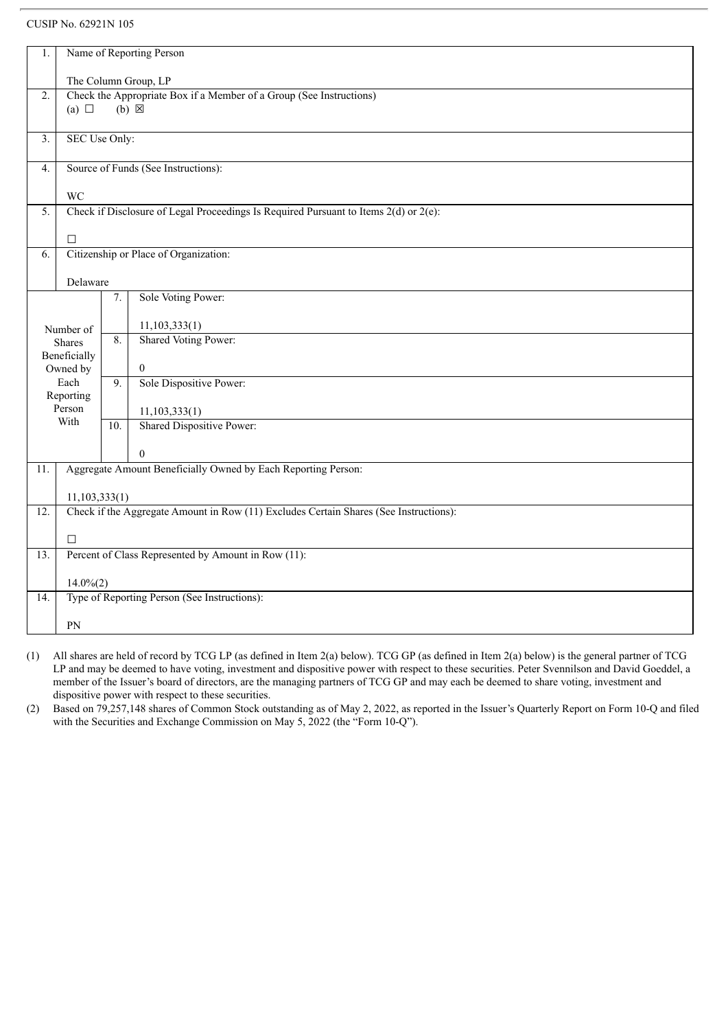CUSIP No. 62921N 105

| 1. | Name of Reporting Person<br><br>The Column Group, LP | | |
|---|---|---|---|
| 2. | Check the Appropriate Box if a Member of a Group (See Instructions)<br>(a) ☐ (b) ☒ | | |
| 3. | SEC Use Only: | | |
| 4. | Source of Funds (See Instructions):<br><br>WC | | |
| 5. | Check if Disclosure of Legal Proceedings Is Required Pursuant to Items 2(d) or 2(e):<br><br>☐ | | |
| 6. | Citizenship or Place of Organization:<br><br>Delaware | | |
| Number of Shares Beneficially Owned by Each Reporting Person With | | 7. | Sole Voting Power:<br><br>11,103,333(1) |
| | | 8. | Shared Voting Power:<br><br>0 |
| | | 9. | Sole Dispositive Power:<br><br>11,103,333(1) |
| | | 10. | Shared Dispositive Power:<br><br>0 |
| 11. | Aggregate Amount Beneficially Owned by Each Reporting Person:<br><br>11,103,333(1) | | |
| 12. | Check if the Aggregate Amount in Row (11) Excludes Certain Shares (See Instructions):<br><br>☐ | | |
| 13. | Percent of Class Represented by Amount in Row (11):<br><br>14.0%(2) | | |
| 14. | Type of Reporting Person (See Instructions):<br><br>PN | | |

(1) All shares are held of record by TCG LP (as defined in Item 2(a) below). TCG GP (as defined in Item 2(a) below) is the general partner of TCG LP and may be deemed to have voting, investment and dispositive power with respect to these securities. Peter Svennilson and David Goeddel, a member of the Issuer's board of directors, are the managing partners of TCG GP and may each be deemed to share voting, investment and dispositive power with respect to these securities.

(2) Based on 79,257,148 shares of Common Stock outstanding as of May 2, 2022, as reported in the Issuer's Quarterly Report on Form 10-Q and filed with the Securities and Exchange Commission on May 5, 2022 (the "Form 10-Q").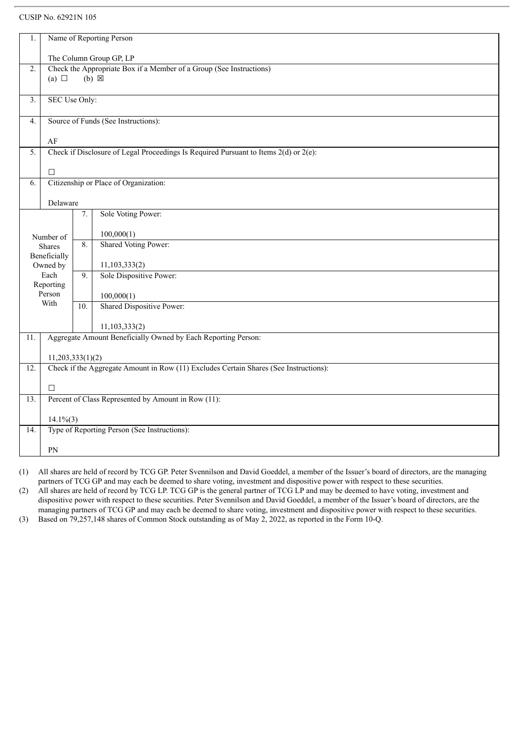CUSIP No. 62921N 105

| 1. | Name of Reporting Person<br><br>The Column Group GP, LP | |
|---|---|---|
| 2. | Check the Appropriate Box if a Member of a Group (See Instructions)<br>(a) ☐ (b) ☒ | |
| 3. | SEC Use Only: | |
| 4. | Source of Funds (See Instructions):<br><br>AF | |
| 5. | Check if Disclosure of Legal Proceedings Is Required Pursuant to Items 2(d) or 2(e):<br><br>☐ | |
| 6. | Citizenship or Place of Organization:<br><br>Delaware | |
| Number of Shares Beneficially Owned by Each Reporting Person With | 7. | Sole Voting Power:<br><br>100,000(1) |
| | 8. | Shared Voting Power:<br><br>11,103,333(2) |
| | 9. | Sole Dispositive Power:<br><br>100,000(1) |
| | 10. | Shared Dispositive Power:<br><br>11,103,333(2) |
| 11. | Aggregate Amount Beneficially Owned by Each Reporting Person:<br><br>11,203,333(1)(2) | |
| 12. | Check if the Aggregate Amount in Row (11) Excludes Certain Shares (See Instructions):<br><br>☐ | |
| 13. | Percent of Class Represented by Amount in Row (11):<br><br>14.1%(3) | |
| 14. | Type of Reporting Person (See Instructions):<br><br>PN | |

(1) All shares are held of record by TCG GP. Peter Svennilson and David Goeddel, a member of the Issuer's board of directors, are the managing partners of TCG GP and may each be deemed to share voting, investment and dispositive power with respect to these securities.

(2) All shares are held of record by TCG LP. TCG GP is the general partner of TCG LP and may be deemed to have voting, investment and dispositive power with respect to these securities. Peter Svennilson and David Goeddel, a member of the Issuer's board of directors, are the managing partners of TCG GP and may each be deemed to share voting, investment and dispositive power with respect to these securities.

(3) Based on 79,257,148 shares of Common Stock outstanding as of May 2, 2022, as reported in the Form 10-Q.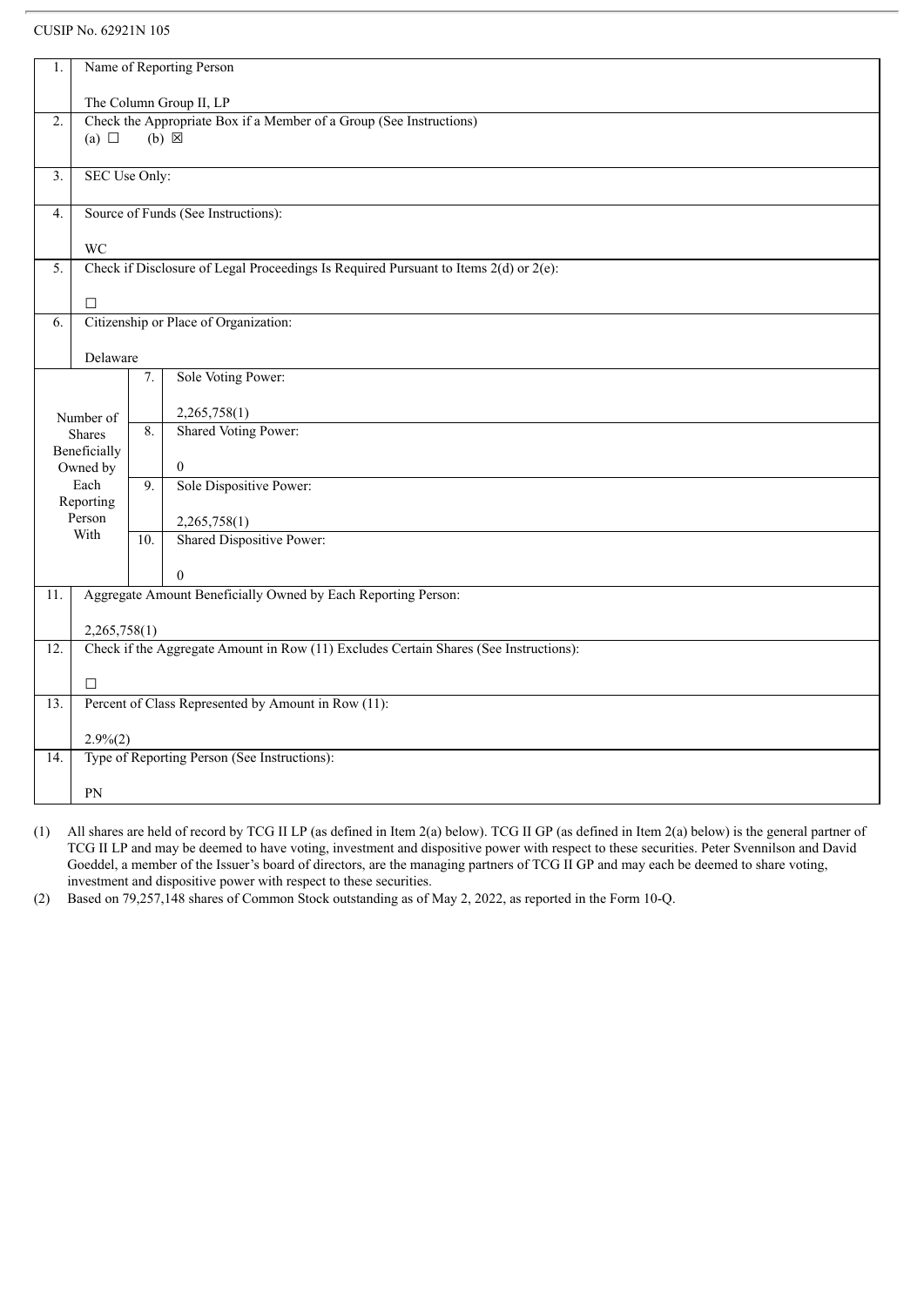CUSIP No. 62921N 105

| 1. | Name of Reporting Person<br><br>The Column Group II, LP | |
|---|---|---|
| 2. | Check the Appropriate Box if a Member of a Group (See Instructions)<br>(a) ☐ (b) ☒ | |
| 3. | SEC Use Only: | |
| 4. | Source of Funds (See Instructions):<br><br>WC | |
| 5. | Check if Disclosure of Legal Proceedings Is Required Pursuant to Items 2(d) or 2(e):<br><br>☐ | |
| 6. | Citizenship or Place of Organization:<br><br>Delaware | |
| Number of Shares Beneficially Owned by Each Reporting Person With | 7. | Sole Voting Power:<br><br>2,265,758(1) |
| | 8. | Shared Voting Power:<br><br>0 |
| | 9. | Sole Dispositive Power:<br><br>2,265,758(1) |
| | 10. | Shared Dispositive Power:<br><br>0 |
| 11. | Aggregate Amount Beneficially Owned by Each Reporting Person:<br><br>2,265,758(1) | |
| 12. | Check if the Aggregate Amount in Row (11) Excludes Certain Shares (See Instructions):<br><br>☐ | |
| 13. | Percent of Class Represented by Amount in Row (11):<br><br>2.9%(2) | |
| 14. | Type of Reporting Person (See Instructions):<br><br>PN | |

(1) All shares are held of record by TCG II LP (as defined in Item 2(a) below). TCG II GP (as defined in Item 2(a) below) is the general partner of TCG II LP and may be deemed to have voting, investment and dispositive power with respect to these securities. Peter Svennilson and David Goeddel, a member of the Issuer's board of directors, are the managing partners of TCG II GP and may each be deemed to share voting, investment and dispositive power with respect to these securities.

(2) Based on 79,257,148 shares of Common Stock outstanding as of May 2, 2022, as reported in the Form 10-Q.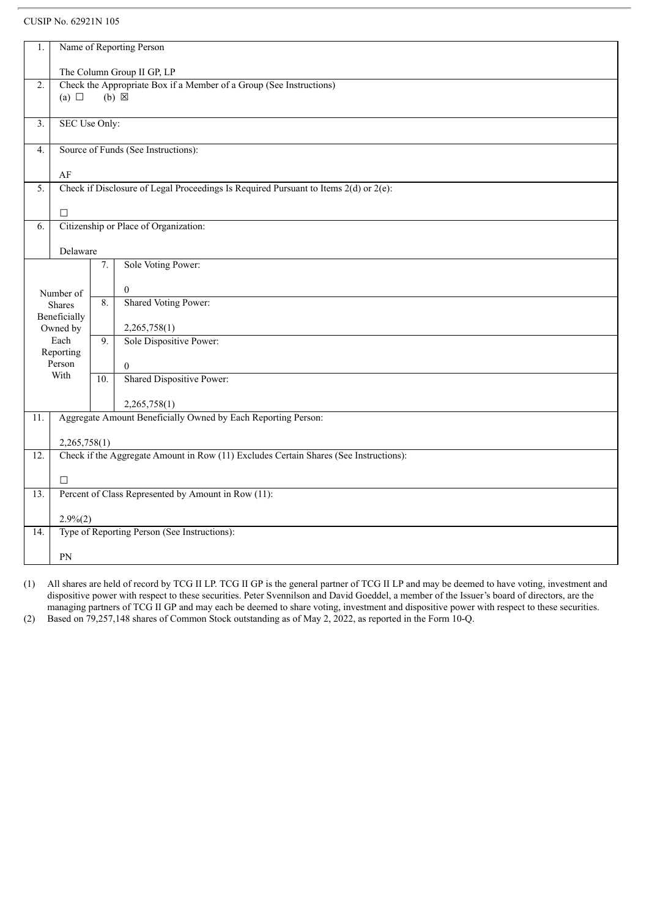CUSIP No. 62921N 105

| | | | |
|---|---|---|---|
| 1. | Name of Reporting Person<br><br>The Column Group II GP, LP | | |
| 2. | Check the Appropriate Box if a Member of a Group (See Instructions)<br>(a) ☐ (b) ☒ | | |
| 3. | SEC Use Only: | | |
| 4. | Source of Funds (See Instructions):<br><br>AF | | |
| 5. | Check if Disclosure of Legal Proceedings Is Required Pursuant to Items 2(d) or 2(e):<br><br>☐ | | |
| 6. | Citizenship or Place of Organization:<br><br>Delaware | | |
| Number of Shares Beneficially Owned by Each Reporting Person With | | 7. | Sole Voting Power:<br><br>0 |
| | | 8. | Shared Voting Power:<br><br>2,265,758(1) |
| | | 9. | Sole Dispositive Power:<br><br>0 |
| | | 10. | Shared Dispositive Power:<br><br>2,265,758(1) |
| 11. | Aggregate Amount Beneficially Owned by Each Reporting Person:<br><br>2,265,758(1) | | |
| 12. | Check if the Aggregate Amount in Row (11) Excludes Certain Shares (See Instructions):<br><br>☐ | | |
| 13. | Percent of Class Represented by Amount in Row (11):<br><br>2.9%(2) | | |
| 14. | Type of Reporting Person (See Instructions):<br><br>PN | | |

(1) All shares are held of record by TCG II LP. TCG II GP is the general partner of TCG II LP and may be deemed to have voting, investment and dispositive power with respect to these securities. Peter Svennilson and David Goeddel, a member of the Issuer's board of directors, are the managing partners of TCG II GP and may each be deemed to share voting, investment and dispositive power with respect to these securities.

(2) Based on 79,257,148 shares of Common Stock outstanding as of May 2, 2022, as reported in the Form 10-Q.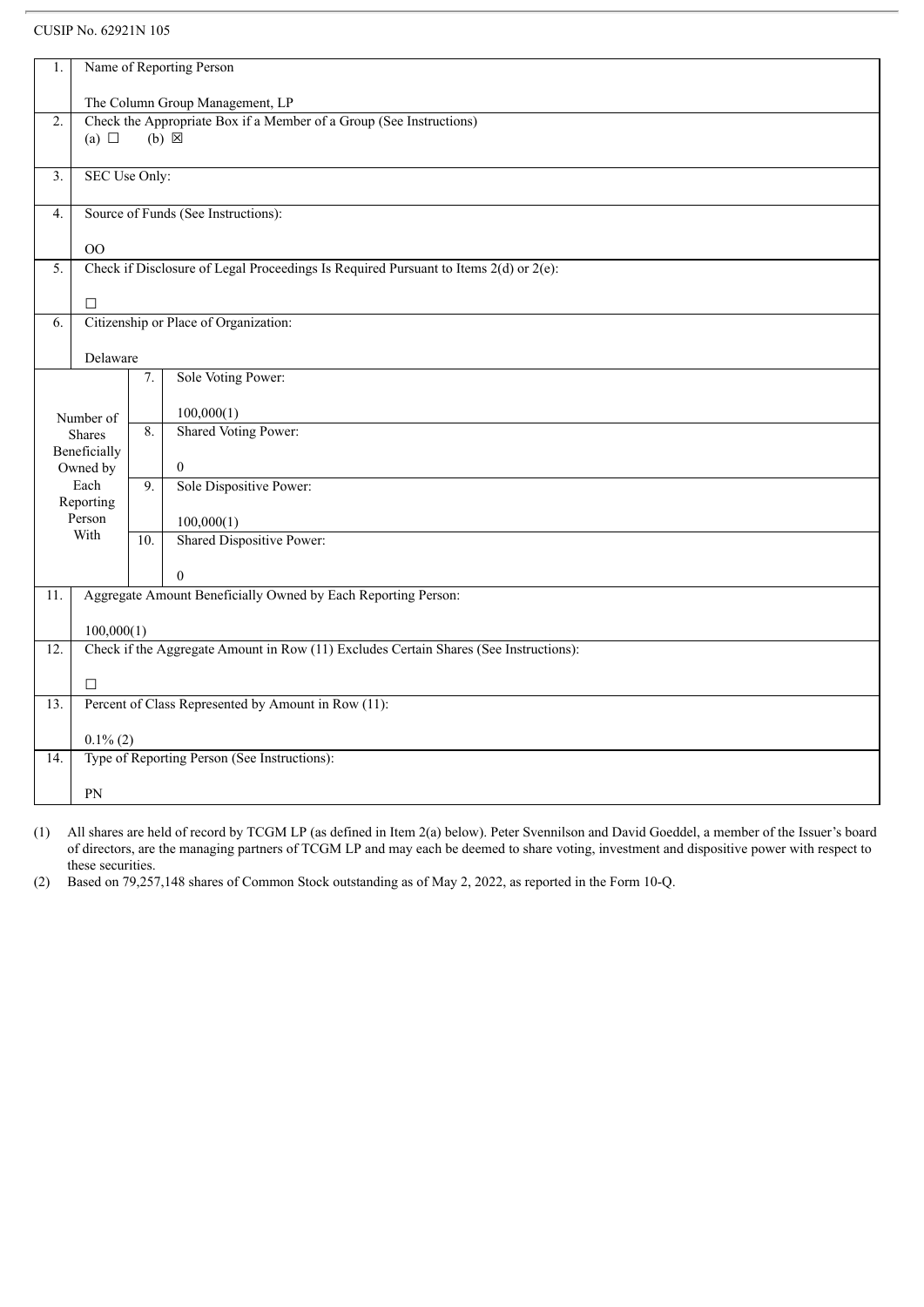CUSIP No. 62921N 105

| 1. | Name of Reporting Person<br><br>The Column Group Management, LP | | |
|---|---|---|---|
| 2. | Check the Appropriate Box if a Member of a Group (See Instructions)<br>(a) ☐ (b) ☒ | | |
| 3. | SEC Use Only: | | |
| 4. | Source of Funds (See Instructions):<br><br>OO | | |
| 5. | Check if Disclosure of Legal Proceedings Is Required Pursuant to Items 2(d) or 2(e):<br><br>☐ | | |
| 6. | Citizenship or Place of Organization:<br><br>Delaware | | |
| Number of Shares Beneficially Owned by Each Reporting Person With | | 7. | Sole Voting Power:<br><br>100,000(1) |
| | | 8. | Shared Voting Power:<br><br>0 |
| | | 9. | Sole Dispositive Power:<br><br>100,000(1) |
| | | 10. | Shared Dispositive Power:<br><br>0 |
| 11. | Aggregate Amount Beneficially Owned by Each Reporting Person:<br><br>100,000(1) | | |
| 12. | Check if the Aggregate Amount in Row (11) Excludes Certain Shares (See Instructions):<br><br>☐ | | |
| 13. | Percent of Class Represented by Amount in Row (11):<br><br>0.1% (2) | | |
| 14. | Type of Reporting Person (See Instructions):<br><br>PN | | |

(1) All shares are held of record by TCGM LP (as defined in Item 2(a) below). Peter Svennilson and David Goeddel, a member of the Issuer's board of directors, are the managing partners of TCGM LP and may each be deemed to share voting, investment and dispositive power with respect to these securities.

(2) Based on 79,257,148 shares of Common Stock outstanding as of May 2, 2022, as reported in the Form 10-Q.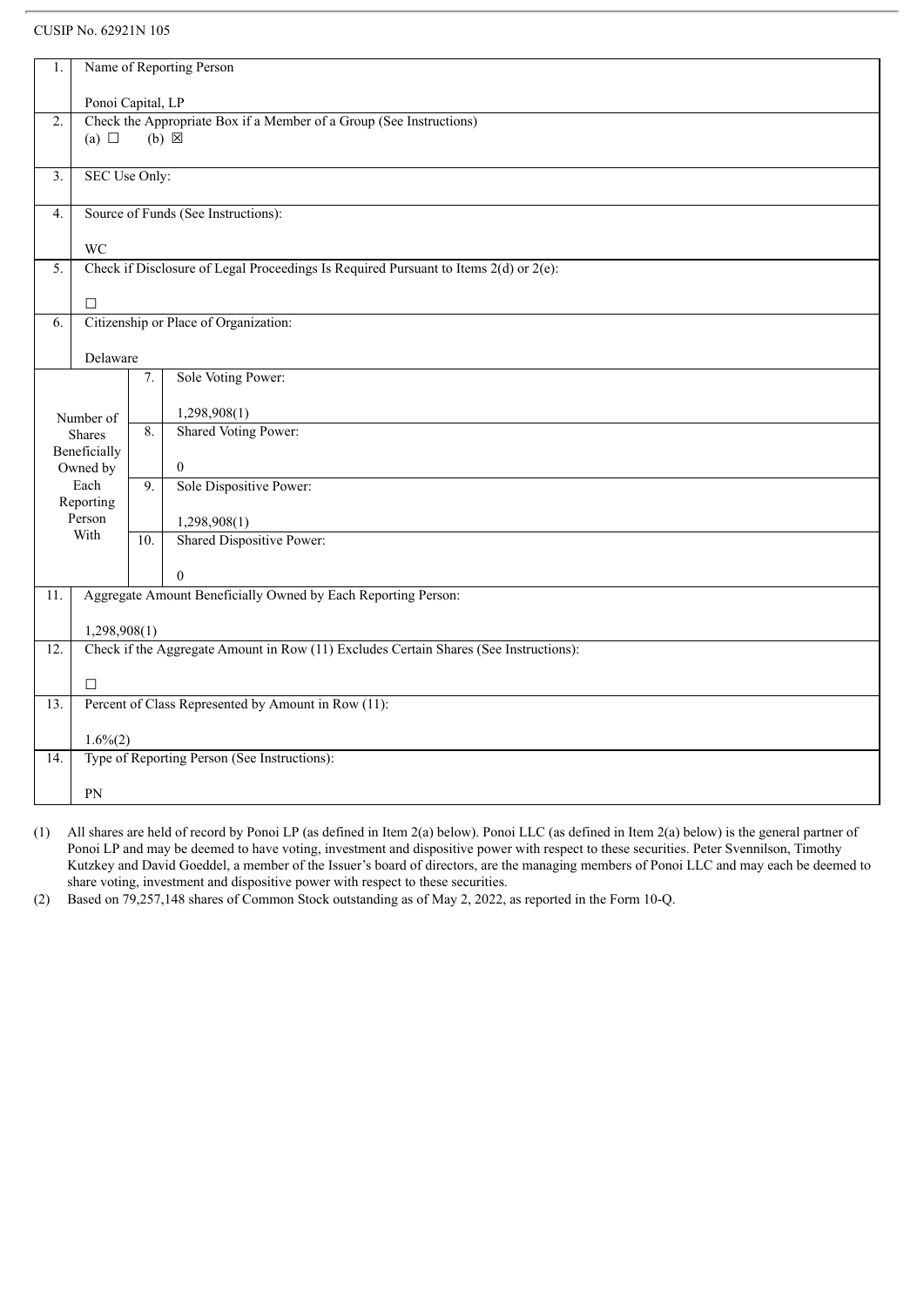CUSIP No. 62921N 105

| 1. | Name of Reporting Person<br><br>Ponoi Capital, LP | | |
|---|---|---|---|
| 2. | Check the Appropriate Box if a Member of a Group (See Instructions)<br>(a) ☐ (b) ☒ | | |
| 3. | SEC Use Only: | | |
| 4. | Source of Funds (See Instructions):<br><br>WC | | |
| 5. | Check if Disclosure of Legal Proceedings Is Required Pursuant to Items 2(d) or 2(e):<br><br>☐ | | |
| 6. | Citizenship or Place of Organization:<br><br>Delaware | | |
| Number of Shares Beneficially Owned by Each Reporting Person With | | 7. | Sole Voting Power:<br><br>1,298,908(1) |
| | | 8. | Shared Voting Power:<br><br>0 |
| | | 9. | Sole Dispositive Power:<br><br>1,298,908(1) |
| | | 10. | Shared Dispositive Power:<br><br>0 |
| 11. | Aggregate Amount Beneficially Owned by Each Reporting Person:<br><br>1,298,908(1) | | |
| 12. | Check if the Aggregate Amount in Row (11) Excludes Certain Shares (See Instructions):<br><br>☐ | | |
| 13. | Percent of Class Represented by Amount in Row (11):<br><br>1.6%(2) | | |
| 14. | Type of Reporting Person (See Instructions):<br><br>PN | | |

(1) All shares are held of record by Ponoi LP (as defined in Item 2(a) below). Ponoi LLC (as defined in Item 2(a) below) is the general partner of Ponoi LP and may be deemed to have voting, investment and dispositive power with respect to these securities. Peter Svennilson, Timothy Kutzkey and David Goeddel, a member of the Issuer's board of directors, are the managing members of Ponoi LLC and may each be deemed to share voting, investment and dispositive power with respect to these securities.

(2) Based on 79,257,148 shares of Common Stock outstanding as of May 2, 2022, as reported in the Form 10-Q.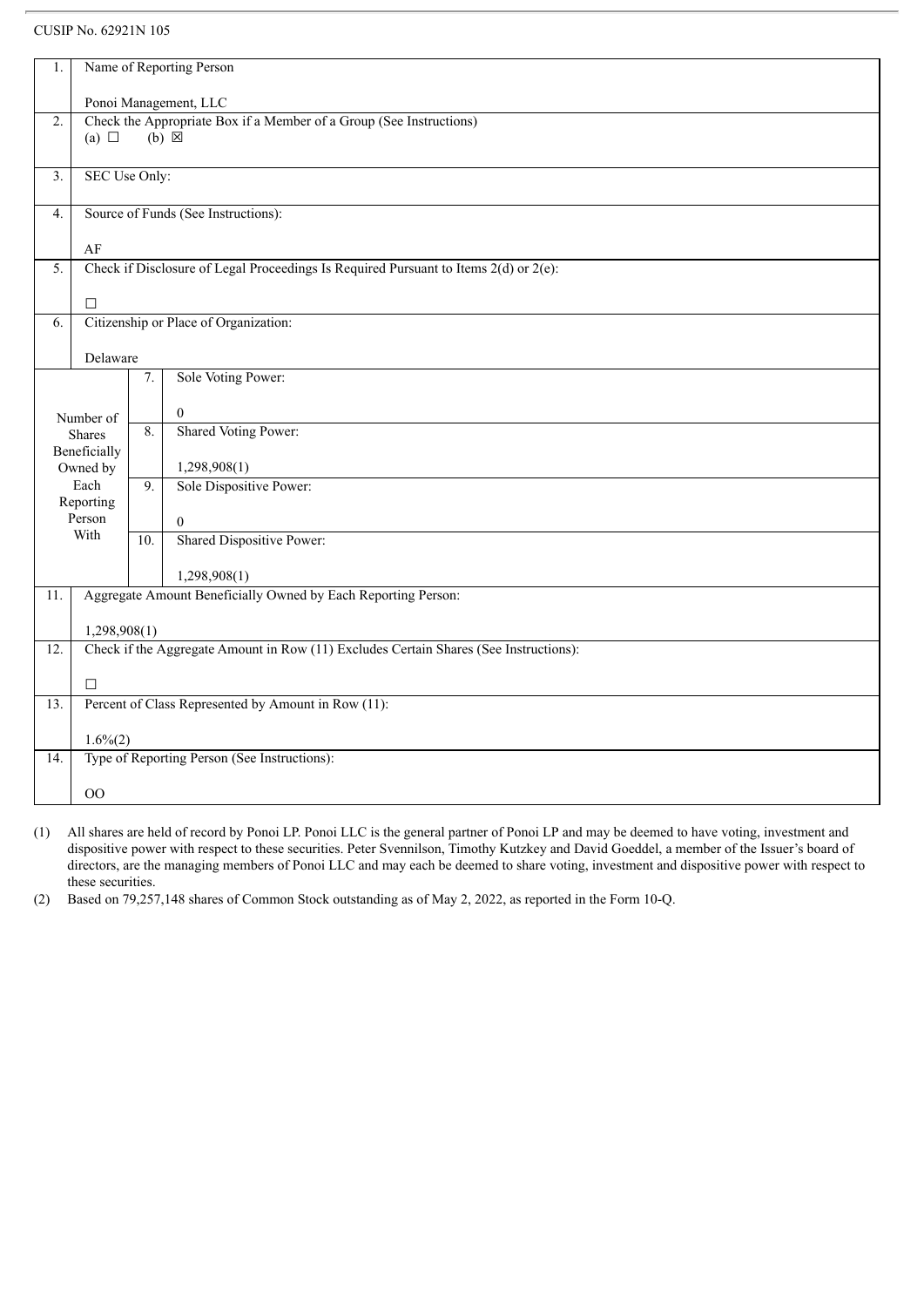CUSIP No. 62921N 105

| | | |
|---|---|---|
| 1. | Name of Reporting Person<br><br>Ponoi Management, LLC | |
| 2. | Check the Appropriate Box if a Member of a Group (See Instructions)<br>(a) ☐ (b) ☒ | |
| 3. | SEC Use Only: | |
| 4. | Source of Funds (See Instructions):<br><br>AF | |
| 5. | Check if Disclosure of Legal Proceedings Is Required Pursuant to Items 2(d) or 2(e):<br><br>☐ | |
| 6. | Citizenship or Place of Organization:<br><br>Delaware | |
| Number of Shares Beneficially Owned by Each Reporting Person With | 7. | Sole Voting Power:<br><br>0 |
| | 8. | Shared Voting Power:<br><br>1,298,908(1) |
| | 9. | Sole Dispositive Power:<br><br>0 |
| | 10. | Shared Dispositive Power:<br><br>1,298,908(1) |
| 11. | Aggregate Amount Beneficially Owned by Each Reporting Person:<br><br>1,298,908(1) | |
| 12. | Check if the Aggregate Amount in Row (11) Excludes Certain Shares (See Instructions):<br><br>☐ | |
| 13. | Percent of Class Represented by Amount in Row (11):<br><br>1.6%(2) | |
| 14. | Type of Reporting Person (See Instructions):<br><br>OO | |

(1) All shares are held of record by Ponoi LP. Ponoi LLC is the general partner of Ponoi LP and may be deemed to have voting, investment and dispositive power with respect to these securities. Peter Svennilson, Timothy Kutzkey and David Goeddel, a member of the Issuer's board of directors, are the managing members of Ponoi LLC and may each be deemed to share voting, investment and dispositive power with respect to these securities.

(2) Based on 79,257,148 shares of Common Stock outstanding as of May 2, 2022, as reported in the Form 10-Q.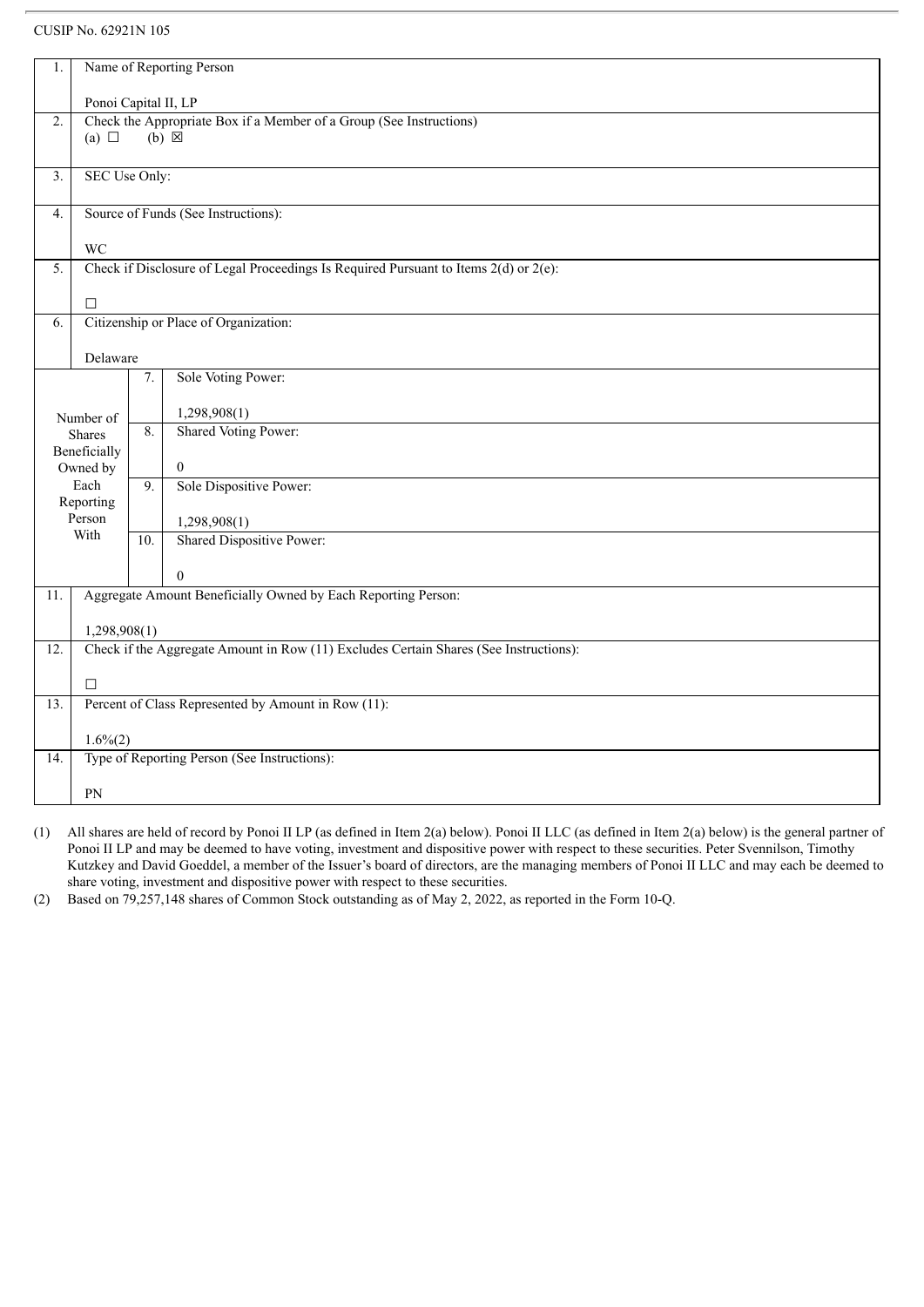CUSIP No. 62921N 105

| 1. | Name of Reporting Person<br><br>Ponoi Capital II, LP | | |
|---|---|---|---|
| 2. | Check the Appropriate Box if a Member of a Group (See Instructions)<br>(a) ☐ (b) ☒ | | |
| 3. | SEC Use Only: | | |
| 4. | Source of Funds (See Instructions):<br><br>WC | | |
| 5. | Check if Disclosure of Legal Proceedings Is Required Pursuant to Items 2(d) or 2(e):<br><br>☐ | | |
| 6. | Citizenship or Place of Organization:<br><br>Delaware | | |
| Number of Shares Beneficially Owned by Each Reporting Person With | | 7. | Sole Voting Power:<br><br>1,298,908(1) |
| | | 8. | Shared Voting Power:<br><br>0 |
| | | 9. | Sole Dispositive Power:<br><br>1,298,908(1) |
| | | 10. | Shared Dispositive Power:<br><br>0 |
| 11. | Aggregate Amount Beneficially Owned by Each Reporting Person:<br><br>1,298,908(1) | | |
| 12. | Check if the Aggregate Amount in Row (11) Excludes Certain Shares (See Instructions):<br><br>☐ | | |
| 13. | Percent of Class Represented by Amount in Row (11):<br><br>1.6%(2) | | |
| 14. | Type of Reporting Person (See Instructions):<br><br>PN | | |

(1) All shares are held of record by Ponoi II LP (as defined in Item 2(a) below). Ponoi II LLC (as defined in Item 2(a) below) is the general partner of Ponoi II LP and may be deemed to have voting, investment and dispositive power with respect to these securities. Peter Svennilson, Timothy Kutzkey and David Goeddel, a member of the Issuer's board of directors, are the managing members of Ponoi II LLC and may each be deemed to share voting, investment and dispositive power with respect to these securities.

(2) Based on 79,257,148 shares of Common Stock outstanding as of May 2, 2022, as reported in the Form 10-Q.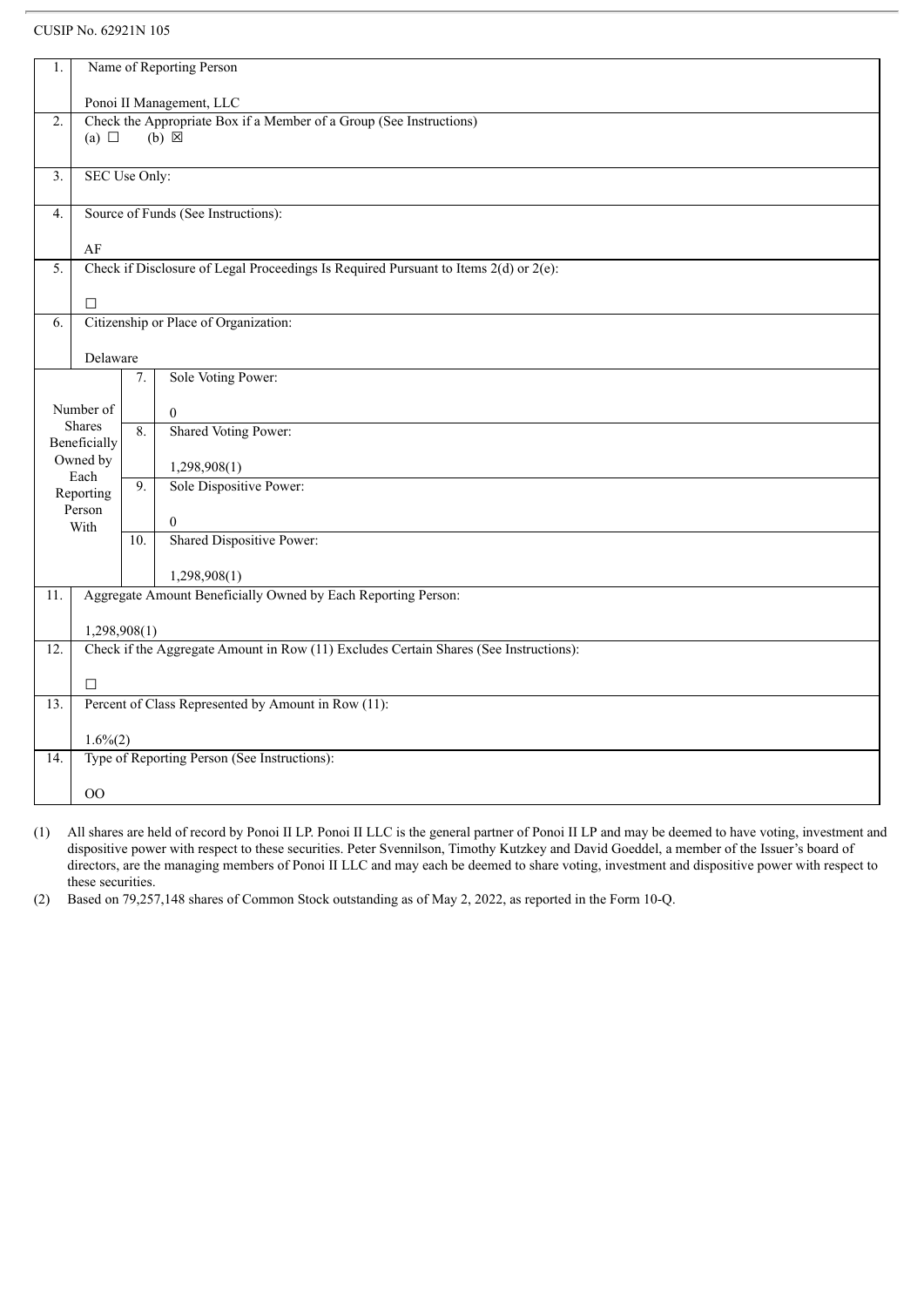CUSIP No. 62921N 105

| | | | |
|---|---|---|---|
| 1. | Name of Reporting Person<br><br>Ponoi II Management, LLC | | |
| 2. | Check the Appropriate Box if a Member of a Group (See Instructions)<br>(a) ☐ (b) ☒ | | |
| 3. | SEC Use Only: | | |
| 4. | Source of Funds (See Instructions):<br><br>AF | | |
| 5. | Check if Disclosure of Legal Proceedings Is Required Pursuant to Items 2(d) or 2(e):<br><br>☐ | | |
| 6. | Citizenship or Place of Organization:<br><br>Delaware | | |
| Number of Shares Beneficially Owned by Each Reporting Person With | | 7. | Sole Voting Power:<br><br>0 |
| | | 8. | Shared Voting Power:<br><br>1,298,908(1) |
| | | 9. | Sole Dispositive Power:<br><br>0 |
| | | 10. | Shared Dispositive Power:<br><br>1,298,908(1) |
| 11. | Aggregate Amount Beneficially Owned by Each Reporting Person:<br><br>1,298,908(1) | | |
| 12. | Check if the Aggregate Amount in Row (11) Excludes Certain Shares (See Instructions):<br><br>☐ | | |
| 13. | Percent of Class Represented by Amount in Row (11):<br><br>1.6%(2) | | |
| 14. | Type of Reporting Person (See Instructions):<br><br>OO | | |

(1) All shares are held of record by Ponoi II LP. Ponoi II LLC is the general partner of Ponoi II LP and may be deemed to have voting, investment and dispositive power with respect to these securities. Peter Svennilson, Timothy Kutzkey and David Goeddel, a member of the Issuer's board of directors, are the managing members of Ponoi II LLC and may each be deemed to share voting, investment and dispositive power with respect to these securities.

(2) Based on 79,257,148 shares of Common Stock outstanding as of May 2, 2022, as reported in the Form 10-Q.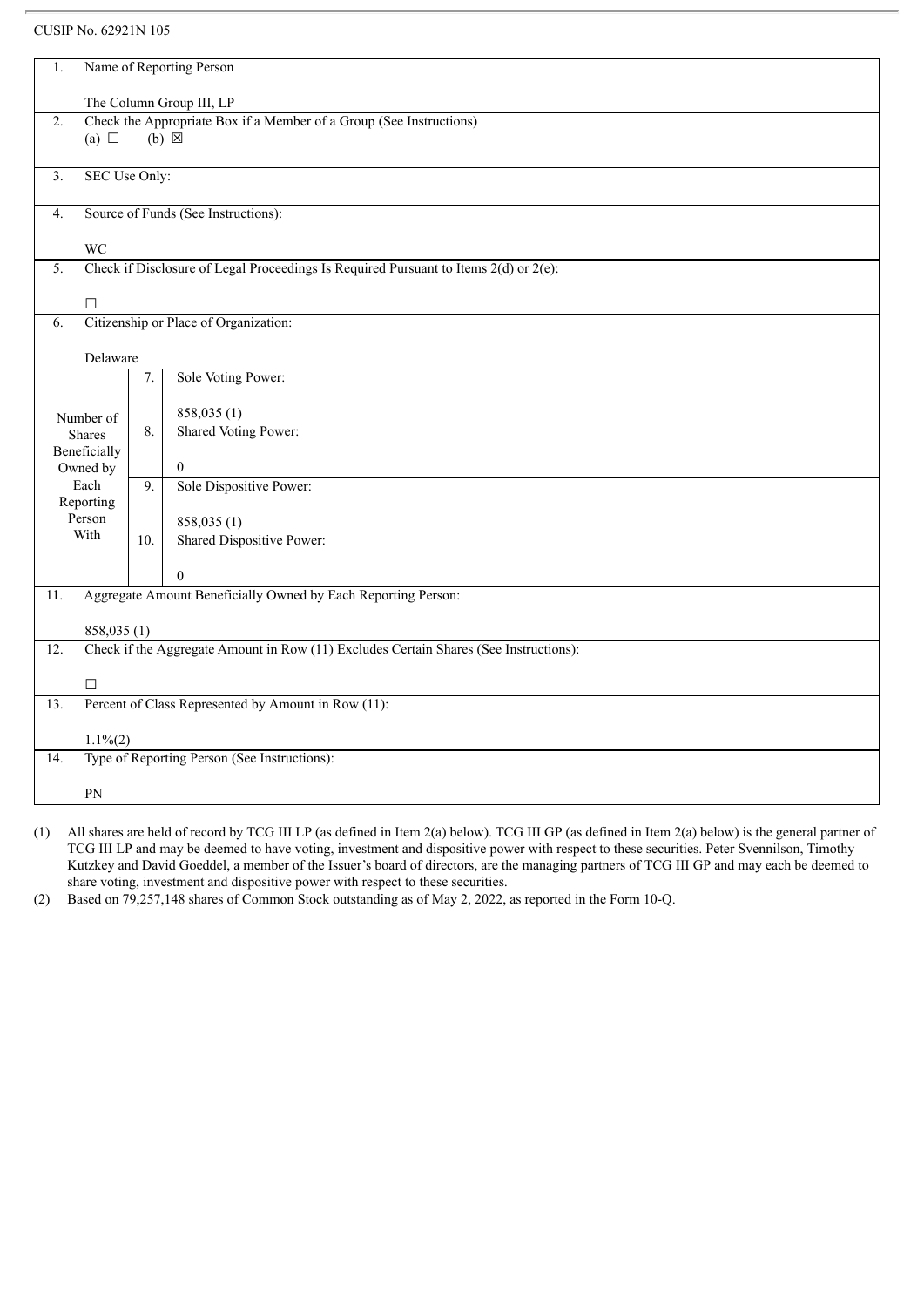CUSIP No. 62921N 105

| 1. | Name of Reporting Person<br><br>The Column Group III, LP | | |
|---|---|---|---|
| 2. | Check the Appropriate Box if a Member of a Group (See Instructions)<br>(a) ☐ (b) ☒ | | |
| 3. | SEC Use Only: | | |
| 4. | Source of Funds (See Instructions):<br><br>WC | | |
| 5. | Check if Disclosure of Legal Proceedings Is Required Pursuant to Items 2(d) or 2(e):<br><br>☐ | | |
| 6. | Citizenship or Place of Organization:<br><br>Delaware | | |
| Number of Shares Beneficially Owned by Each Reporting Person With | | 7. | Sole Voting Power:<br><br>858,035 (1) |
| | | 8. | Shared Voting Power:<br><br>0 |
| | | 9. | Sole Dispositive Power:<br><br>858,035 (1) |
| | | 10. | Shared Dispositive Power:<br><br>0 |
| 11. | Aggregate Amount Beneficially Owned by Each Reporting Person:<br><br>858,035 (1) | | |
| 12. | Check if the Aggregate Amount in Row (11) Excludes Certain Shares (See Instructions):<br><br>☐ | | |
| 13. | Percent of Class Represented by Amount in Row (11):<br><br>1.1%(2) | | |
| 14. | Type of Reporting Person (See Instructions):<br><br>PN | | |

(1) All shares are held of record by TCG III LP (as defined in Item 2(a) below). TCG III GP (as defined in Item 2(a) below) is the general partner of TCG III LP and may be deemed to have voting, investment and dispositive power with respect to these securities. Peter Svennilson, Timothy Kutzkey and David Goeddel, a member of the Issuer's board of directors, are the managing partners of TCG III GP and may each be deemed to share voting, investment and dispositive power with respect to these securities.

(2) Based on 79,257,148 shares of Common Stock outstanding as of May 2, 2022, as reported in the Form 10-Q.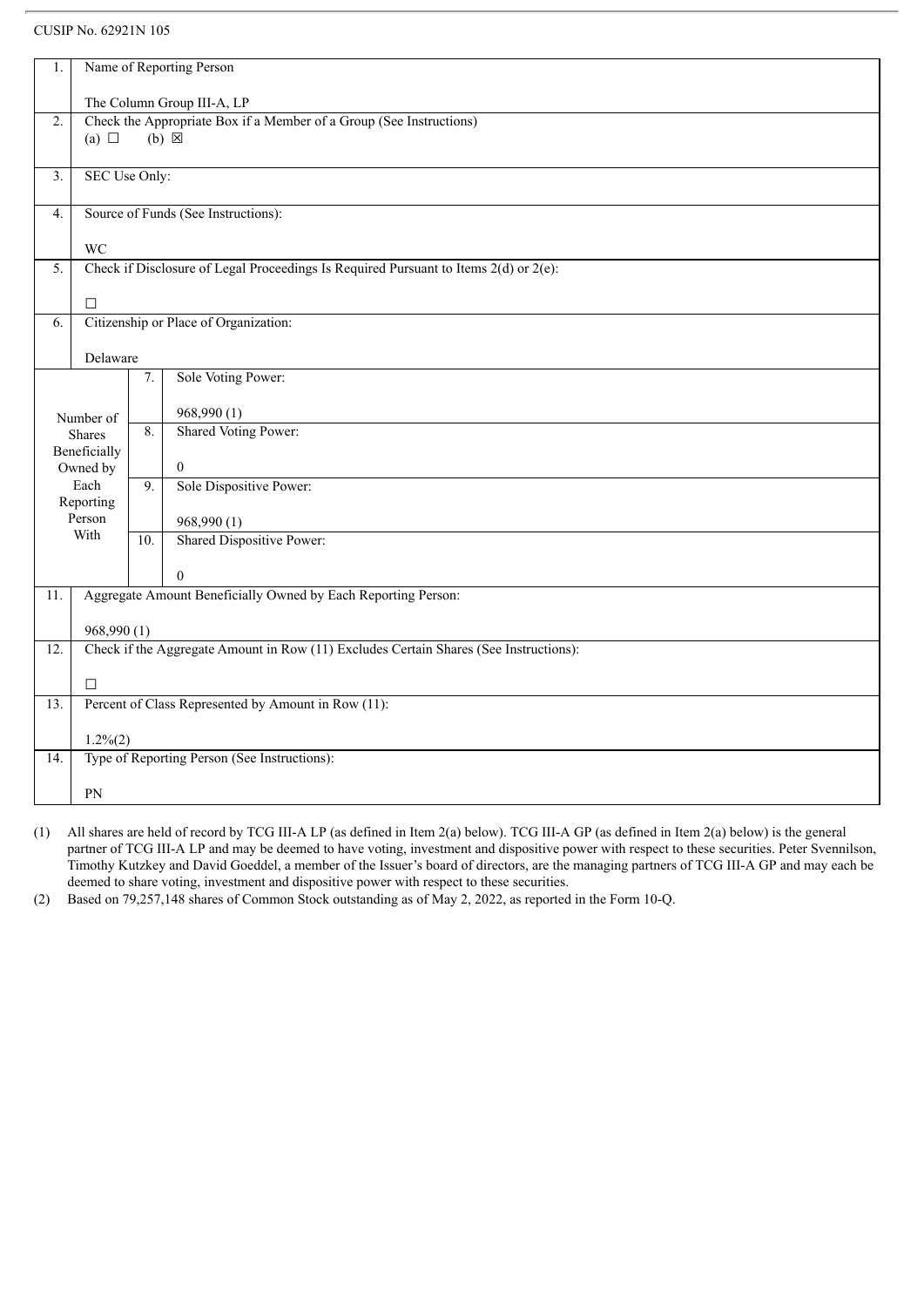CUSIP No. 62921N 105

| | | | |
|---|---|---|---|
| 1. | Name of Reporting Person<br><br>The Column Group III-A, LP | | |
| 2. | Check the Appropriate Box if a Member of a Group (See Instructions)<br>(a) ☐ (b) ☒ | | |
| 3. | SEC Use Only: | | |
| 4. | Source of Funds (See Instructions):<br><br>WC | | |
| 5. | Check if Disclosure of Legal Proceedings Is Required Pursuant to Items 2(d) or 2(e):<br><br>☐ | | |
| 6. | Citizenship or Place of Organization:<br><br>Delaware | | |
| Number of Shares Beneficially Owned by Each Reporting Person With | | 7. | Sole Voting Power:<br><br>968,990 (1) |
| | | 8. | Shared Voting Power:<br><br>0 |
| | | 9. | Sole Dispositive Power:<br><br>968,990 (1) |
| | | 10. | Shared Dispositive Power:<br><br>0 |
| 11. | Aggregate Amount Beneficially Owned by Each Reporting Person:<br><br>968,990 (1) | | |
| 12. | Check if the Aggregate Amount in Row (11) Excludes Certain Shares (See Instructions):<br><br>☐ | | |
| 13. | Percent of Class Represented by Amount in Row (11):<br><br>1.2%(2) | | |
| 14. | Type of Reporting Person (See Instructions):<br><br>PN | | |

(1) All shares are held of record by TCG III-A LP (as defined in Item 2(a) below). TCG III-A GP (as defined in Item 2(a) below) is the general partner of TCG III-A LP and may be deemed to have voting, investment and dispositive power with respect to these securities. Peter Svennilson, Timothy Kutzkey and David Goeddel, a member of the Issuer's board of directors, are the managing partners of TCG III-A GP and may each be deemed to share voting, investment and dispositive power with respect to these securities.

(2) Based on 79,257,148 shares of Common Stock outstanding as of May 2, 2022, as reported in the Form 10-Q.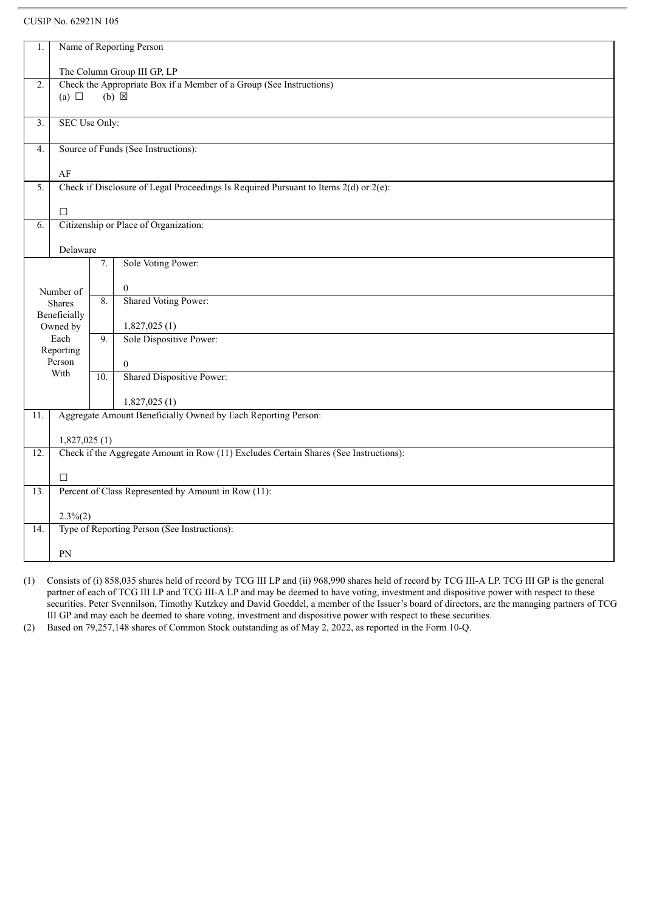CUSIP No. 62921N 105

| | | | |
|---|---|---|---|
| 1. | Name of Reporting Person<br><br>The Column Group III GP, LP | | |
| 2. | Check the Appropriate Box if a Member of a Group (See Instructions)<br>(a) ☐ (b) ☒ | | |
| 3. | SEC Use Only: | | |
| 4. | Source of Funds (See Instructions):<br><br>AF | | |
| 5. | Check if Disclosure of Legal Proceedings Is Required Pursuant to Items 2(d) or 2(e):<br><br>☐ | | |
| 6. | Citizenship or Place of Organization:<br><br>Delaware | | |
| Number of Shares Beneficially Owned by Each Reporting Person With | | 7. | Sole Voting Power:<br><br>0 |
| | | 8. | Shared Voting Power:<br><br>1,827,025 (1) |
| | | 9. | Sole Dispositive Power:<br><br>0 |
| | | 10. | Shared Dispositive Power:<br><br>1,827,025 (1) |
| 11. | Aggregate Amount Beneficially Owned by Each Reporting Person:<br><br>1,827,025 (1) | | |
| 12. | Check if the Aggregate Amount in Row (11) Excludes Certain Shares (See Instructions):<br><br>☐ | | |
| 13. | Percent of Class Represented by Amount in Row (11):<br><br>2.3%(2) | | |
| 14. | Type of Reporting Person (See Instructions):<br><br>PN | | |

(1) Consists of (i) 858,035 shares held of record by TCG III LP and (ii) 968,990 shares held of record by TCG III-A LP. TCG III GP is the general partner of each of TCG III LP and TCG III-A LP and may be deemed to have voting, investment and dispositive power with respect to these securities. Peter Svennilson, Timothy Kutzkey and David Goeddel, a member of the Issuer's board of directors, are the managing partners of TCG III GP and may each be deemed to share voting, investment and dispositive power with respect to these securities.

(2) Based on 79,257,148 shares of Common Stock outstanding as of May 2, 2022, as reported in the Form 10-Q.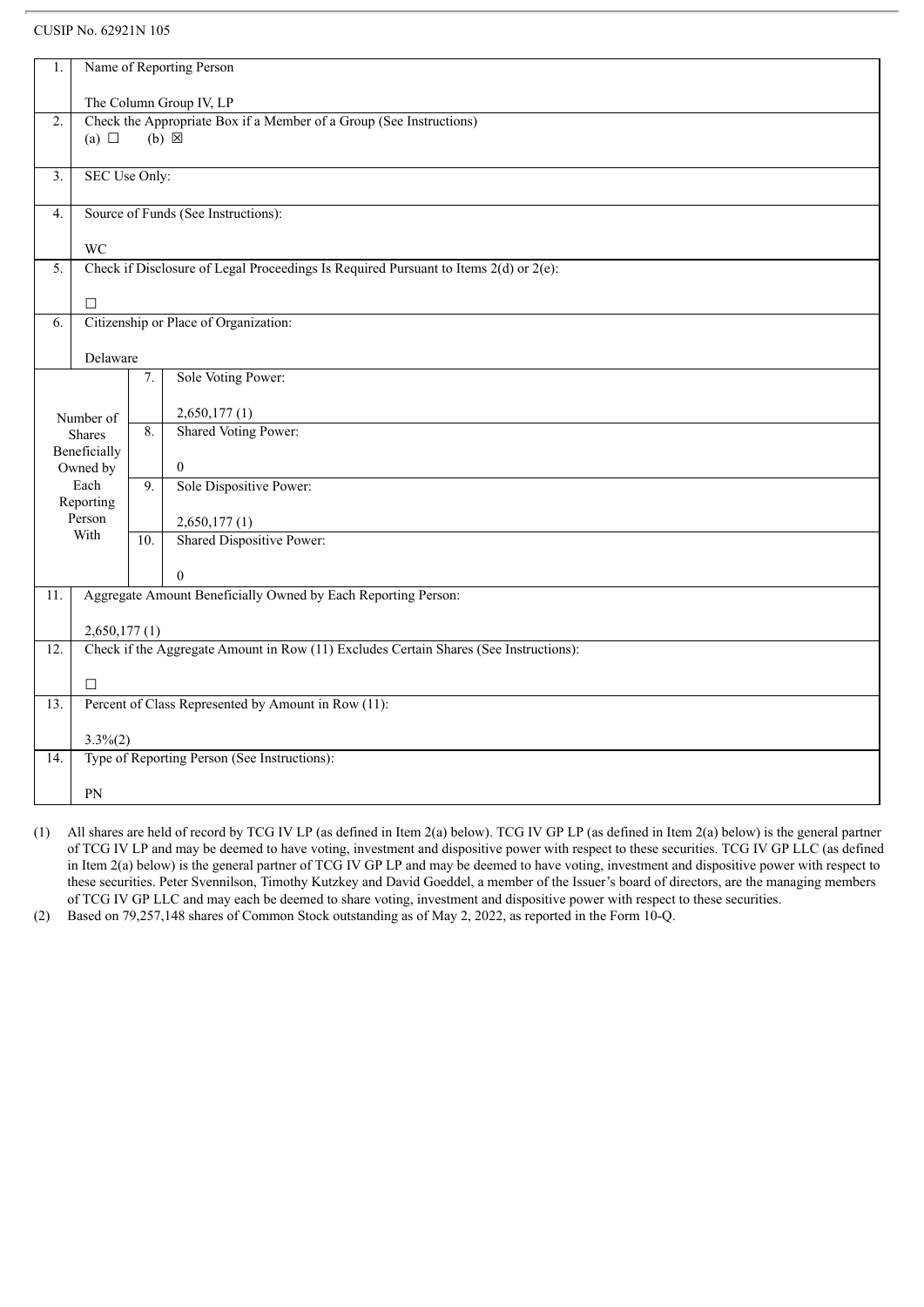CUSIP No. 62921N 105

| | | | |
|---|---|---|---|
| 1. | Name of Reporting Person<br><br>The Column Group IV, LP | | |
| 2. | Check the Appropriate Box if a Member of a Group (See Instructions)<br>(a) ☐ (b) ☒ | | |
| 3. | SEC Use Only: | | |
| 4. | Source of Funds (See Instructions):<br><br>WC | | |
| 5. | Check if Disclosure of Legal Proceedings Is Required Pursuant to Items 2(d) or 2(e):<br><br>☐ | | |
| 6. | Citizenship or Place of Organization:<br><br>Delaware | | |
| Number of Shares Beneficially Owned by Each Reporting Person With | | 7. | Sole Voting Power:<br><br>2,650,177 (1) |
| | | 8. | Shared Voting Power:<br><br>0 |
| | | 9. | Sole Dispositive Power:<br><br>2,650,177 (1) |
| | | 10. | Shared Dispositive Power:<br><br>0 |
| 11. | Aggregate Amount Beneficially Owned by Each Reporting Person:<br><br>2,650,177 (1) | | |
| 12. | Check if the Aggregate Amount in Row (11) Excludes Certain Shares (See Instructions):<br><br>☐ | | |
| 13. | Percent of Class Represented by Amount in Row (11):<br><br>3.3%(2) | | |
| 14. | Type of Reporting Person (See Instructions):<br><br>PN | | |

(1) All shares are held of record by TCG IV LP (as defined in Item 2(a) below). TCG IV GP LP (as defined in Item 2(a) below) is the general partner of TCG IV LP and may be deemed to have voting, investment and dispositive power with respect to these securities. TCG IV GP LLC (as defined in Item 2(a) below) is the general partner of TCG IV GP LP and may be deemed to have voting, investment and dispositive power with respect to these securities. Peter Svennilson, Timothy Kutzkey and David Goeddel, a member of the Issuer's board of directors, are the managing members of TCG IV GP LLC and may each be deemed to share voting, investment and dispositive power with respect to these securities.

(2) Based on 79,257,148 shares of Common Stock outstanding as of May 2, 2022, as reported in the Form 10-Q.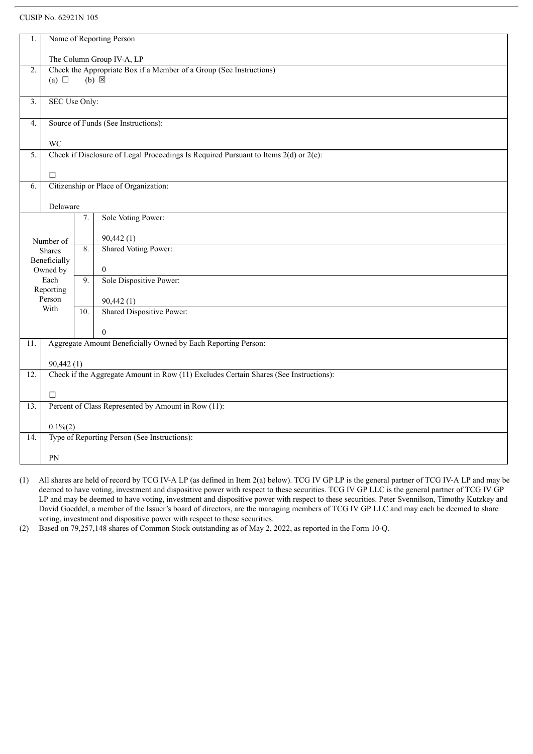CUSIP No. 62921N 105

| | | | |
|---|---|---|---|
| 1. | Name of Reporting Person<br><br>The Column Group IV-A, LP | | |
| 2. | Check the Appropriate Box if a Member of a Group (See Instructions)<br>(a) ☐ (b) ☒ | | |
| 3. | SEC Use Only: | | |
| 4. | Source of Funds (See Instructions):<br><br>WC | | |
| 5. | Check if Disclosure of Legal Proceedings Is Required Pursuant to Items 2(d) or 2(e):<br><br>☐ | | |
| 6. | Citizenship or Place of Organization:<br><br>Delaware | | |
| Number of Shares Beneficially Owned by Each Reporting Person With | | 7. | Sole Voting Power:<br><br>90,442 (1) |
| | | 8. | Shared Voting Power:<br><br>0 |
| | | 9. | Sole Dispositive Power:<br><br>90,442 (1) |
| | | 10. | Shared Dispositive Power:<br><br>0 |
| 11. | Aggregate Amount Beneficially Owned by Each Reporting Person:<br><br>90,442 (1) | | |
| 12. | Check if the Aggregate Amount in Row (11) Excludes Certain Shares (See Instructions):<br><br>☐ | | |
| 13. | Percent of Class Represented by Amount in Row (11):<br><br>0.1%(2) | | |
| 14. | Type of Reporting Person (See Instructions):<br><br>PN | | |

(1) All shares are held of record by TCG IV-A LP (as defined in Item 2(a) below). TCG IV GP LP is the general partner of TCG IV-A LP and may be deemed to have voting, investment and dispositive power with respect to these securities. TCG IV GP LLC is the general partner of TCG IV GP LP and may be deemed to have voting, investment and dispositive power with respect to these securities. Peter Svennilson, Timothy Kutzkey and David Goeddel, a member of the Issuer's board of directors, are the managing members of TCG IV GP LLC and may each be deemed to share voting, investment and dispositive power with respect to these securities.

(2) Based on 79,257,148 shares of Common Stock outstanding as of May 2, 2022, as reported in the Form 10-Q.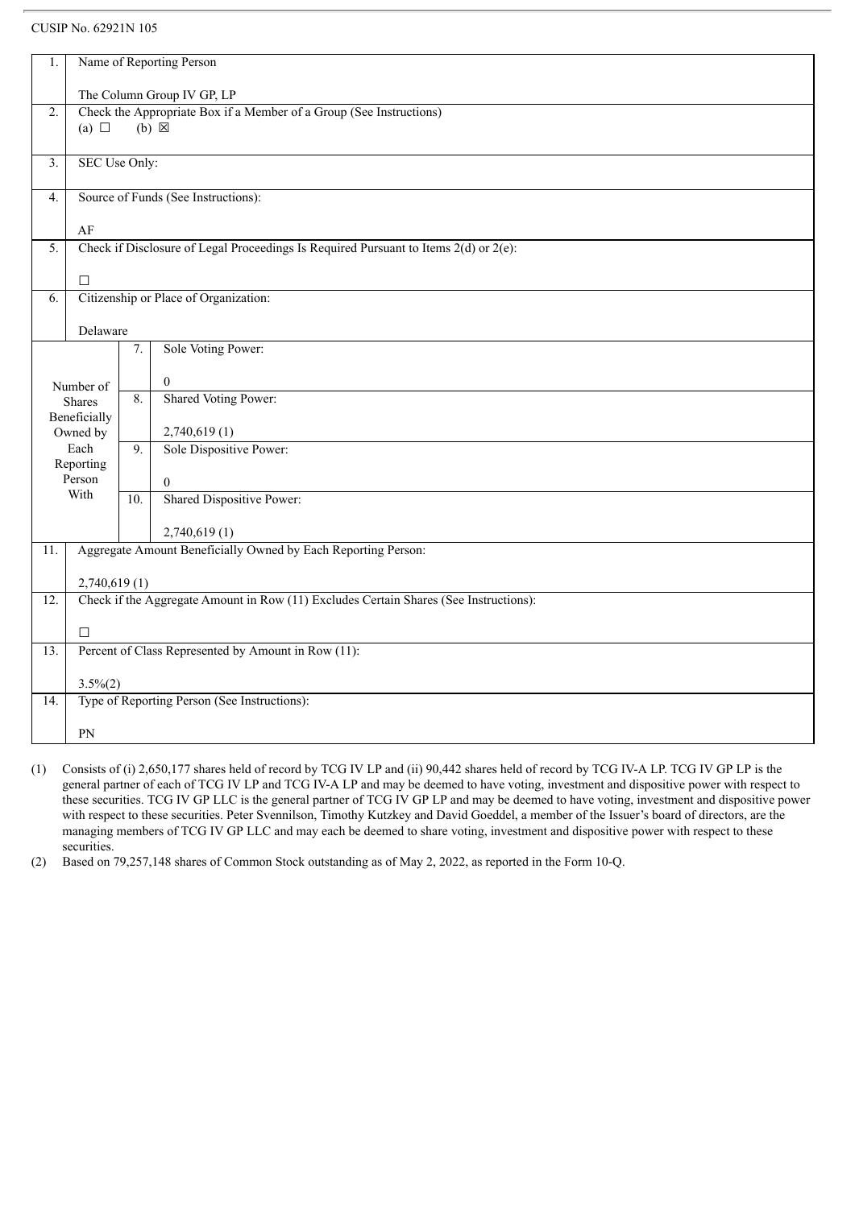CUSIP No. 62921N 105

| | | | |
|---|---|---|---|
| 1. | Name of Reporting Person<br><br>The Column Group IV GP, LP | | |
| 2. | Check the Appropriate Box if a Member of a Group (See Instructions)<br>(a) ☐ (b) ☒ | | |
| 3. | SEC Use Only: | | |
| 4. | Source of Funds (See Instructions):<br><br>AF | | |
| 5. | Check if Disclosure of Legal Proceedings Is Required Pursuant to Items 2(d) or 2(e):<br><br>☐ | | |
| 6. | Citizenship or Place of Organization:<br><br>Delaware | | |
| Number of Shares Beneficially Owned by Each Reporting Person With | | 7. | Sole Voting Power:<br><br>0 |
| | | 8. | Shared Voting Power:<br><br>2,740,619 (1) |
| | | 9. | Sole Dispositive Power:<br><br>0 |
| | | 10. | Shared Dispositive Power:<br><br>2,740,619 (1) |
| 11. | Aggregate Amount Beneficially Owned by Each Reporting Person:<br><br>2,740,619 (1) | | |
| 12. | Check if the Aggregate Amount in Row (11) Excludes Certain Shares (See Instructions):<br><br>☐ | | |
| 13. | Percent of Class Represented by Amount in Row (11):<br><br>3.5%(2) | | |
| 14. | Type of Reporting Person (See Instructions):<br><br>PN | | |

(1) Consists of (i) 2,650,177 shares held of record by TCG IV LP and (ii) 90,442 shares held of record by TCG IV-A LP. TCG IV GP LP is the general partner of each of TCG IV LP and TCG IV-A LP and may be deemed to have voting, investment and dispositive power with respect to these securities. TCG IV GP LLC is the general partner of TCG IV GP LP and may be deemed to have voting, investment and dispositive power with respect to these securities. Peter Svennilson, Timothy Kutzkey and David Goeddel, a member of the Issuer's board of directors, are the managing members of TCG IV GP LLC and may each be deemed to share voting, investment and dispositive power with respect to these securities.

(2) Based on 79,257,148 shares of Common Stock outstanding as of May 2, 2022, as reported in the Form 10-Q.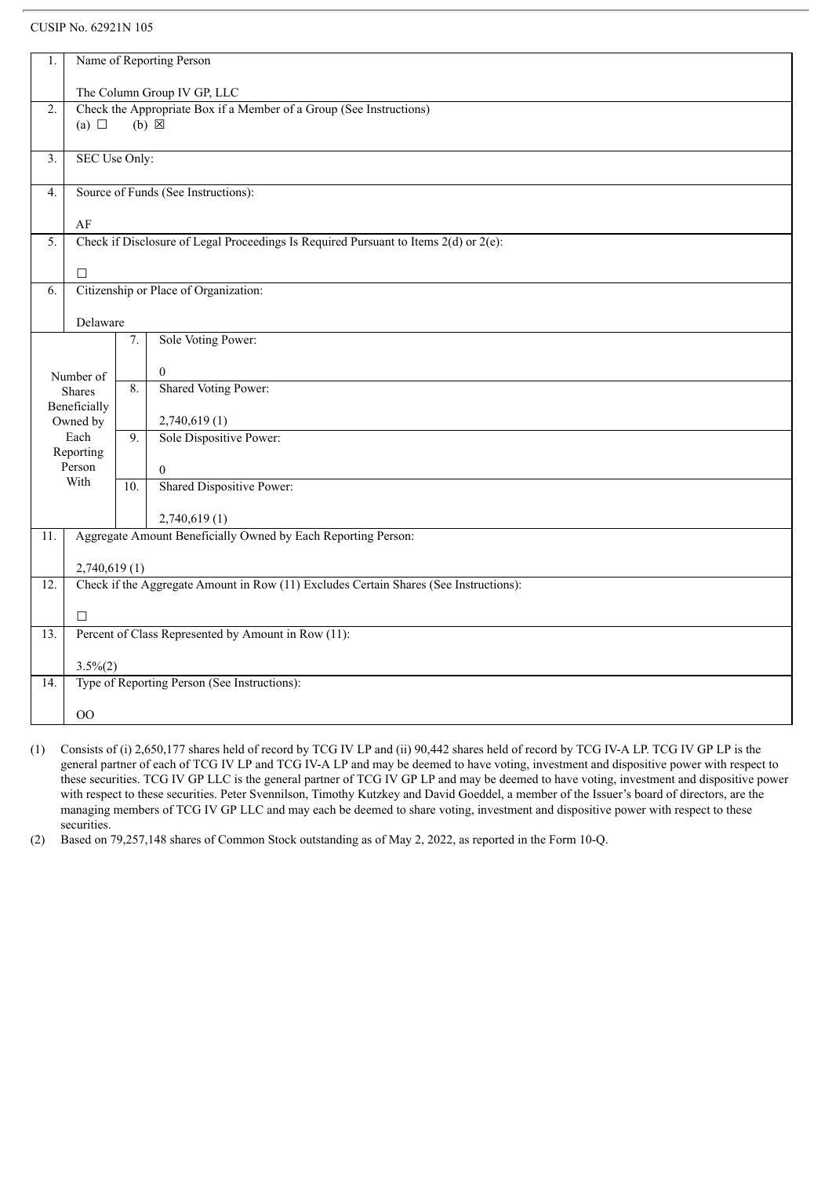CUSIP No. 62921N 105

| | | | |
|---|---|---|---|
| 1. | Name of Reporting Person<br><br>The Column Group IV GP, LLC | | |
| 2. | Check the Appropriate Box if a Member of a Group (See Instructions)<br>(a) ☐ (b) ☒ | | |
| 3. | SEC Use Only: | | |
| 4. | Source of Funds (See Instructions):<br><br>AF | | |
| 5. | Check if Disclosure of Legal Proceedings Is Required Pursuant to Items 2(d) or 2(e):<br><br>☐ | | |
| 6. | Citizenship or Place of Organization:<br><br>Delaware | | |
| Number of Shares Beneficially Owned by Each Reporting Person With | | 7. | Sole Voting Power:<br><br>0 |
| | | 8. | Shared Voting Power:<br><br>2,740,619 (1) |
| | | 9. | Sole Dispositive Power:<br><br>0 |
| | | 10. | Shared Dispositive Power:<br><br>2,740,619 (1) |
| 11. | Aggregate Amount Beneficially Owned by Each Reporting Person:<br><br>2,740,619 (1) | | |
| 12. | Check if the Aggregate Amount in Row (11) Excludes Certain Shares (See Instructions):<br><br>☐ | | |
| 13. | Percent of Class Represented by Amount in Row (11):<br><br>3.5%(2) | | |
| 14. | Type of Reporting Person (See Instructions):<br><br>OO | | |

(1) Consists of (i) 2,650,177 shares held of record by TCG IV LP and (ii) 90,442 shares held of record by TCG IV-A LP. TCG IV GP LP is the general partner of each of TCG IV LP and TCG IV-A LP and may be deemed to have voting, investment and dispositive power with respect to these securities. TCG IV GP LLC is the general partner of TCG IV GP LP and may be deemed to have voting, investment and dispositive power with respect to these securities. Peter Svennilson, Timothy Kutzkey and David Goeddel, a member of the Issuer's board of directors, are the managing members of TCG IV GP LLC and may each be deemed to share voting, investment and dispositive power with respect to these securities.

(2) Based on 79,257,148 shares of Common Stock outstanding as of May 2, 2022, as reported in the Form 10-Q.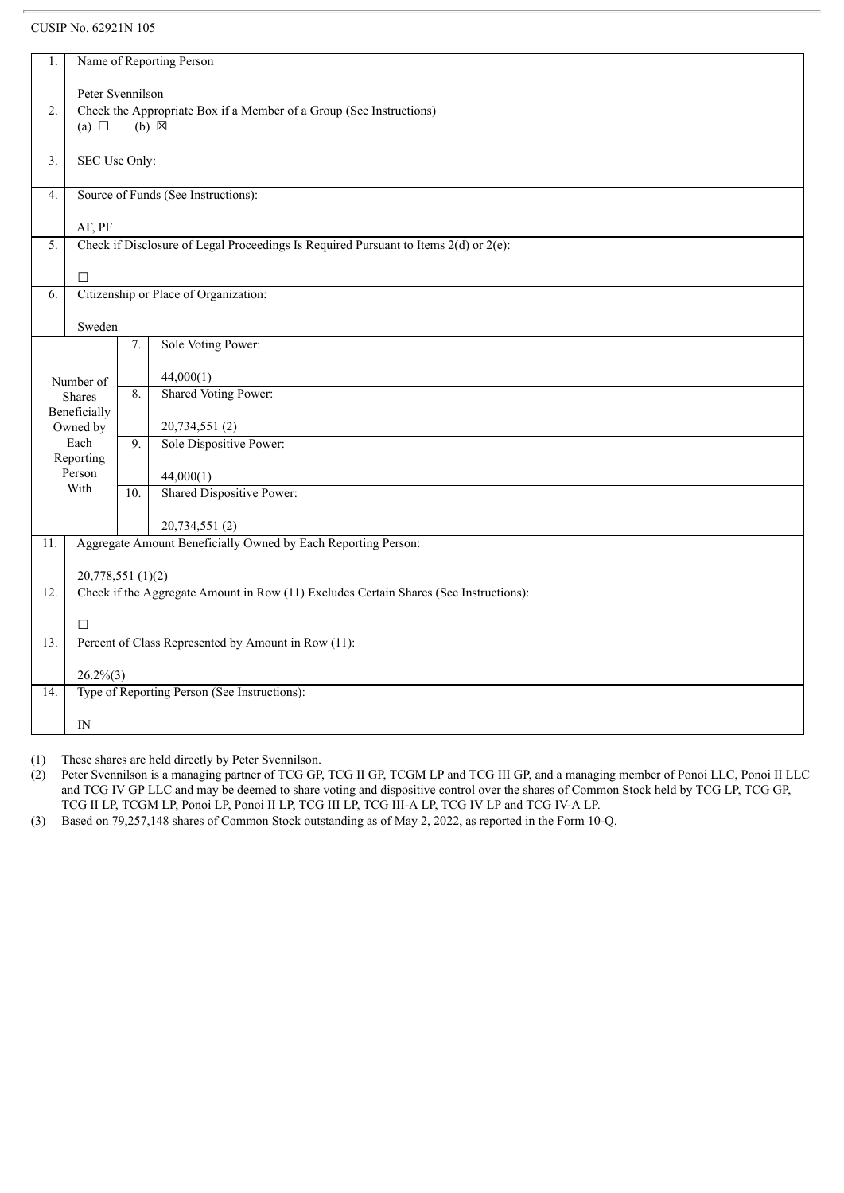CUSIP No. 62921N 105

| | | | |
|---|---|---|---|
| 1. | Name of Reporting Person<br><br>Peter Svennilson | | |
| 2. | Check the Appropriate Box if a Member of a Group (See Instructions)<br>(a) ☐ (b) ☒ | | |
| 3. | SEC Use Only: | | |
| 4. | Source of Funds (See Instructions):<br><br>AF, PF | | |
| 5. | Check if Disclosure of Legal Proceedings Is Required Pursuant to Items 2(d) or 2(e):<br><br>☐ | | |
| 6. | Citizenship or Place of Organization:<br><br>Sweden | | |
| Number of Shares Beneficially Owned by Each Reporting Person With | | 7. | Sole Voting Power:<br><br>44,000(1) |
| | | 8. | Shared Voting Power:<br><br>20,734,551 (2) |
| | | 9. | Sole Dispositive Power:<br><br>44,000(1) |
| | | 10. | Shared Dispositive Power:<br><br>20,734,551 (2) |
| 11. | Aggregate Amount Beneficially Owned by Each Reporting Person:<br><br>20,778,551 (1)(2) | | |
| 12. | Check if the Aggregate Amount in Row (11) Excludes Certain Shares (See Instructions):<br><br>☐ | | |
| 13. | Percent of Class Represented by Amount in Row (11):<br><br>26.2%(3) | | |
| 14. | Type of Reporting Person (See Instructions):<br><br>IN | | |

(1) These shares are held directly by Peter Svennilson.

(2) Peter Svennilson is a managing partner of TCG GP, TCG II GP, TCGM LP and TCG III GP, and a managing member of Ponoi LLC, Ponoi II LLC and TCG IV GP LLC and may be deemed to share voting and dispositive control over the shares of Common Stock held by TCG LP, TCG GP, TCG II LP, TCGM LP, Ponoi LP, Ponoi II LP, TCG III LP, TCG III-A LP, TCG IV LP and TCG IV-A LP.

(3) Based on 79,257,148 shares of Common Stock outstanding as of May 2, 2022, as reported in the Form 10-Q.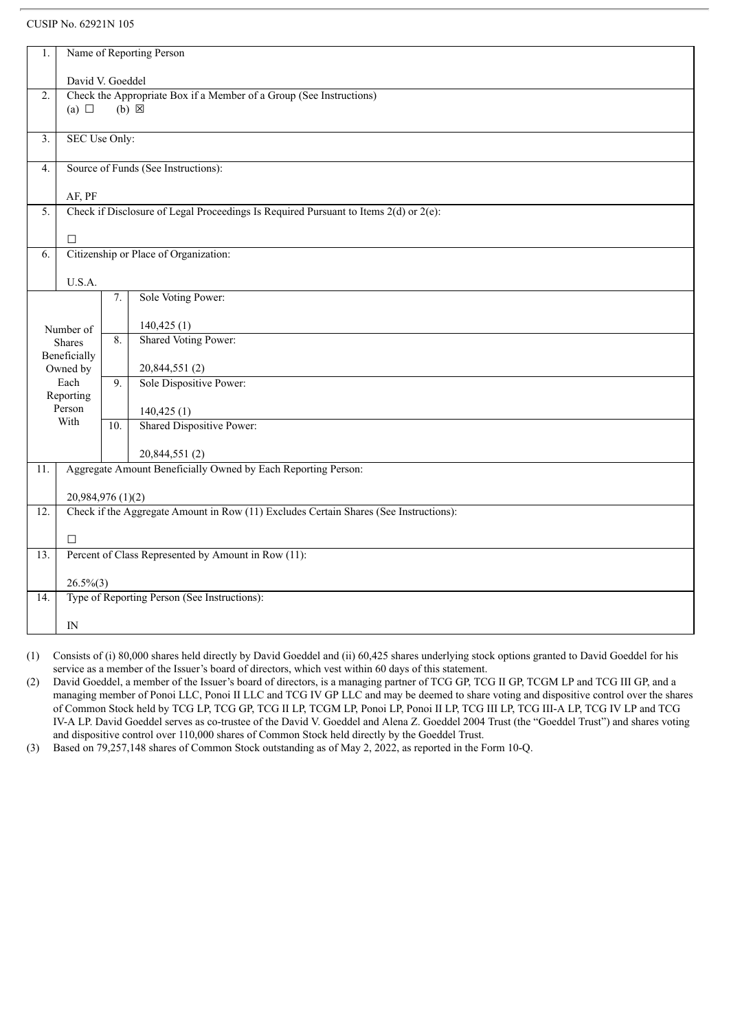CUSIP No. 62921N 105

| | | | |
|---|---|---|---|
| 1. | Name of Reporting Person<br><br>David V. Goeddel | | |
| 2. | Check the Appropriate Box if a Member of a Group (See Instructions)<br>(a) ☐ (b) ☒ | | |
| 3. | SEC Use Only: | | |
| 4. | Source of Funds (See Instructions):<br><br>AF, PF | | |
| 5. | Check if Disclosure of Legal Proceedings Is Required Pursuant to Items 2(d) or 2(e):<br><br>☐ | | |
| 6. | Citizenship or Place of Organization:<br><br>U.S.A. | | |
| Number of Shares Beneficially Owned by Each Reporting Person With | 7. | Sole Voting Power:<br><br>140,425 (1) | |
| | 8. | Shared Voting Power:<br><br>20,844,551 (2) | |
| | 9. | Sole Dispositive Power:<br><br>140,425 (1) | |
| | 10. | Shared Dispositive Power:<br><br>20,844,551 (2) | |
| 11. | Aggregate Amount Beneficially Owned by Each Reporting Person:<br><br>20,984,976 (1)(2) | | |
| 12. | Check if the Aggregate Amount in Row (11) Excludes Certain Shares (See Instructions):<br><br>☐ | | |
| 13. | Percent of Class Represented by Amount in Row (11):<br><br>26.5%(3) | | |
| 14. | Type of Reporting Person (See Instructions):<br><br>IN | | |

(1) Consists of (i) 80,000 shares held directly by David Goeddel and (ii) 60,425 shares underlying stock options granted to David Goeddel for his service as a member of the Issuer's board of directors, which vest within 60 days of this statement.

(2) David Goeddel, a member of the Issuer's board of directors, is a managing partner of TCG GP, TCG II GP, TCGM LP and TCG III GP, and a managing member of Ponoi LLC, Ponoi II LLC and TCG IV GP LLC and may be deemed to share voting and dispositive control over the shares of Common Stock held by TCG LP, TCG GP, TCG II LP, TCGM LP, Ponoi LP, Ponoi II LP, TCG III LP, TCG III-A LP, TCG IV LP and TCG IV-A LP. David Goeddel serves as co-trustee of the David V. Goeddel and Alena Z. Goeddel 2004 Trust (the "Goeddel Trust") and shares voting and dispositive control over 110,000 shares of Common Stock held directly by the Goeddel Trust.

(3) Based on 79,257,148 shares of Common Stock outstanding as of May 2, 2022, as reported in the Form 10-Q.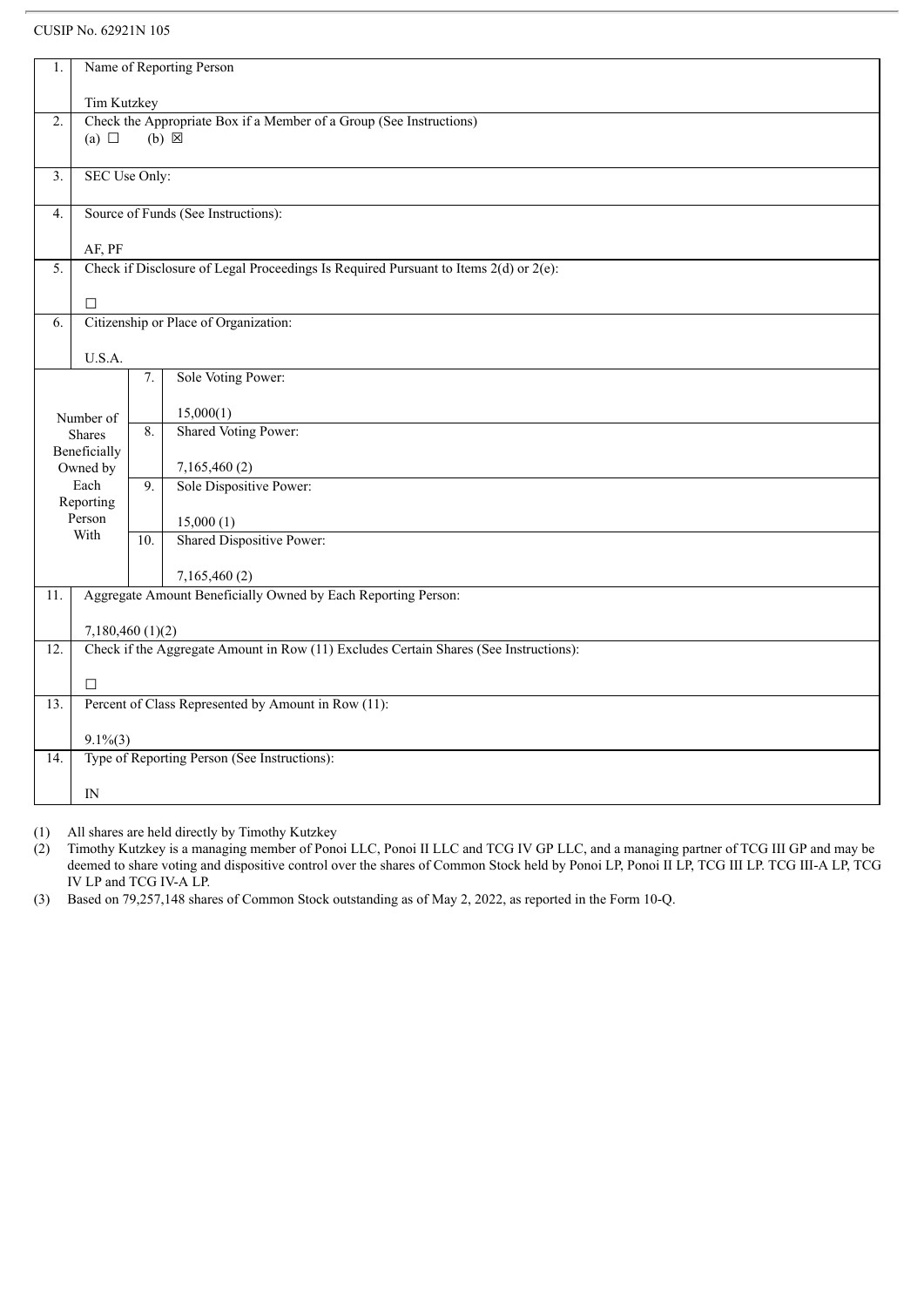CUSIP No. 62921N 105

| | | | |
|---|---|---|---|
| 1. | Name of Reporting Person<br><br>Tim Kutzkey | | |
| 2. | Check the Appropriate Box if a Member of a Group (See Instructions)<br>(a) ☐ (b) ☒ | | |
| 3. | SEC Use Only: | | |
| 4. | Source of Funds (See Instructions):<br><br>AF, PF | | |
| 5. | Check if Disclosure of Legal Proceedings Is Required Pursuant to Items 2(d) or 2(e):<br><br>☐ | | |
| 6. | Citizenship or Place of Organization:<br><br>U.S.A. | | |
| Number of Shares Beneficially Owned by Each Reporting Person With | | 7. | Sole Voting Power:<br><br>15,000(1) |
| | | 8. | Shared Voting Power:<br><br>7,165,460 (2) |
| | | 9. | Sole Dispositive Power:<br><br>15,000 (1) |
| | | 10. | Shared Dispositive Power:<br><br>7,165,460 (2) |
| 11. | Aggregate Amount Beneficially Owned by Each Reporting Person:<br><br>7,180,460 (1)(2) | | |
| 12. | Check if the Aggregate Amount in Row (11) Excludes Certain Shares (See Instructions):<br><br>☐ | | |
| 13. | Percent of Class Represented by Amount in Row (11):<br><br>9.1%(3) | | |
| 14. | Type of Reporting Person (See Instructions):<br><br>IN | | |

(1) All shares are held directly by Timothy Kutzkey

(2) Timothy Kutzkey is a managing member of Ponoi LLC, Ponoi II LLC and TCG IV GP LLC, and a managing partner of TCG III GP and may be deemed to share voting and dispositive control over the shares of Common Stock held by Ponoi LP, Ponoi II LP, TCG III LP. TCG III-A LP, TCG IV LP and TCG IV-A LP.

(3) Based on 79,257,148 shares of Common Stock outstanding as of May 2, 2022, as reported in the Form 10-Q.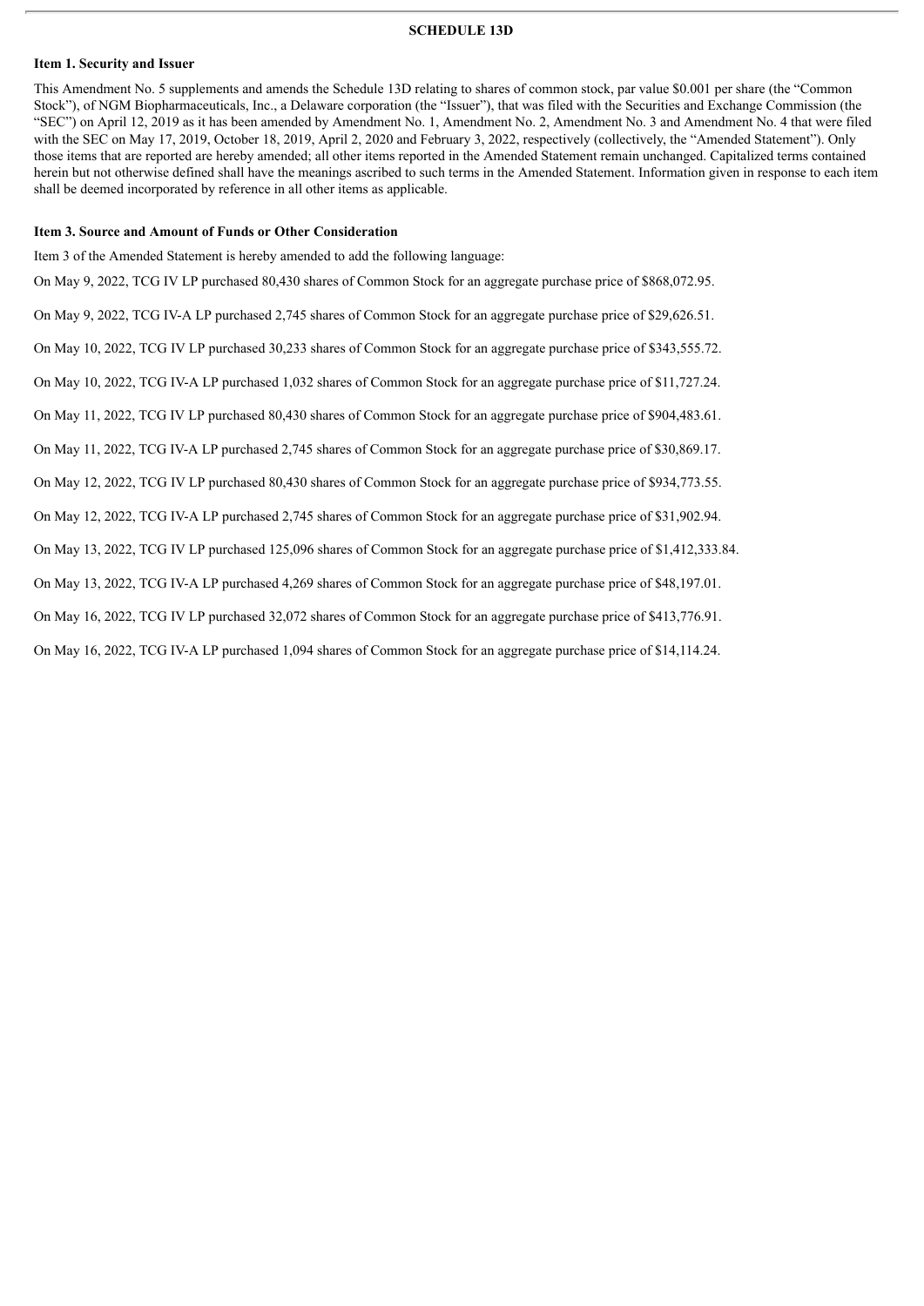# SCHEDULE 13D

**Item 1. Security and Issuer**

This Amendment No. 5 supplements and amends the Schedule 13D relating to shares of common stock, par value $0.001 per share (the "Common Stock"), of NGM Biopharmaceuticals, Inc., a Delaware corporation (the "Issuer"), that was filed with the Securities and Exchange Commission (the "SEC") on April 12, 2019 as it has been amended by Amendment No. 1, Amendment No. 2, Amendment No. 3 and Amendment No. 4 that were filed with the SEC on May 17, 2019, October 18, 2019, April 2, 2020 and February 3, 2022, respectively (collectively, the "Amended Statement"). Only those items that are reported are hereby amended; all other items reported in the Amended Statement remain unchanged. Capitalized terms contained herein but not otherwise defined shall have the meanings ascribed to such terms in the Amended Statement. Information given in response to each item shall be deemed incorporated by reference in all other items as applicable.

**Item 3. Source and Amount of Funds or Other Consideration**

Item 3 of the Amended Statement is hereby amended to add the following language:

On May 9, 2022, TCG IV LP purchased 80,430 shares of Common Stock for an aggregate purchase price of $868,072.95.

On May 9, 2022, TCG IV-A LP purchased 2,745 shares of Common Stock for an aggregate purchase price of $29,626.51.

On May 10, 2022, TCG IV LP purchased 30,233 shares of Common Stock for an aggregate purchase price of $343,555.72.

On May 10, 2022, TCG IV-A LP purchased 1,032 shares of Common Stock for an aggregate purchase price of $11,727.24.

On May 11, 2022, TCG IV LP purchased 80,430 shares of Common Stock for an aggregate purchase price of $904,483.61.

On May 11, 2022, TCG IV-A LP purchased 2,745 shares of Common Stock for an aggregate purchase price of $30,869.17.

On May 12, 2022, TCG IV LP purchased 80,430 shares of Common Stock for an aggregate purchase price of $934,773.55.

On May 12, 2022, TCG IV-A LP purchased 2,745 shares of Common Stock for an aggregate purchase price of $31,902.94.

On May 13, 2022, TCG IV LP purchased 125,096 shares of Common Stock for an aggregate purchase price of $1,412,333.84.

On May 13, 2022, TCG IV-A LP purchased 4,269 shares of Common Stock for an aggregate purchase price of $48,197.01.

On May 16, 2022, TCG IV LP purchased 32,072 shares of Common Stock for an aggregate purchase price of $413,776.91.

On May 16, 2022, TCG IV-A LP purchased 1,094 shares of Common Stock for an aggregate purchase price of $14,114.24.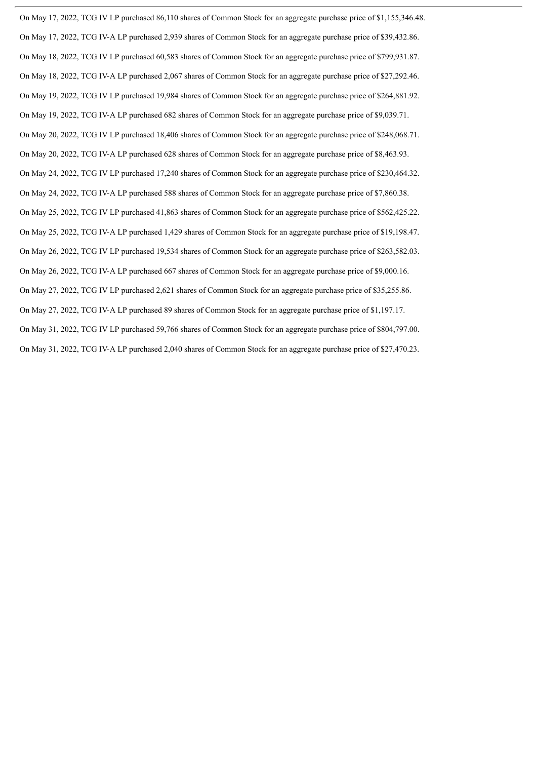On May 17, 2022, TCG IV LP purchased 86,110 shares of Common Stock for an aggregate purchase price of $1,155,346.48.

On May 17, 2022, TCG IV-A LP purchased 2,939 shares of Common Stock for an aggregate purchase price of $39,432.86.

On May 18, 2022, TCG IV LP purchased 60,583 shares of Common Stock for an aggregate purchase price of $799,931.87.

On May 18, 2022, TCG IV-A LP purchased 2,067 shares of Common Stock for an aggregate purchase price of $27,292.46.

On May 19, 2022, TCG IV LP purchased 19,984 shares of Common Stock for an aggregate purchase price of $264,881.92.

On May 19, 2022, TCG IV-A LP purchased 682 shares of Common Stock for an aggregate purchase price of $9,039.71.

On May 20, 2022, TCG IV LP purchased 18,406 shares of Common Stock for an aggregate purchase price of $248,068.71.

On May 20, 2022, TCG IV-A LP purchased 628 shares of Common Stock for an aggregate purchase price of $8,463.93.

On May 24, 2022, TCG IV LP purchased 17,240 shares of Common Stock for an aggregate purchase price of $230,464.32.

On May 24, 2022, TCG IV-A LP purchased 588 shares of Common Stock for an aggregate purchase price of $7,860.38.

On May 25, 2022, TCG IV LP purchased 41,863 shares of Common Stock for an aggregate purchase price of $562,425.22.

On May 25, 2022, TCG IV-A LP purchased 1,429 shares of Common Stock for an aggregate purchase price of $19,198.47.

On May 26, 2022, TCG IV LP purchased 19,534 shares of Common Stock for an aggregate purchase price of $263,582.03.

On May 26, 2022, TCG IV-A LP purchased 667 shares of Common Stock for an aggregate purchase price of $9,000.16.

On May 27, 2022, TCG IV LP purchased 2,621 shares of Common Stock for an aggregate purchase price of $35,255.86.

On May 27, 2022, TCG IV-A LP purchased 89 shares of Common Stock for an aggregate purchase price of $1,197.17.

On May 31, 2022, TCG IV LP purchased 59,766 shares of Common Stock for an aggregate purchase price of $804,797.00.

On May 31, 2022, TCG IV-A LP purchased 2,040 shares of Common Stock for an aggregate purchase price of $27,470.23.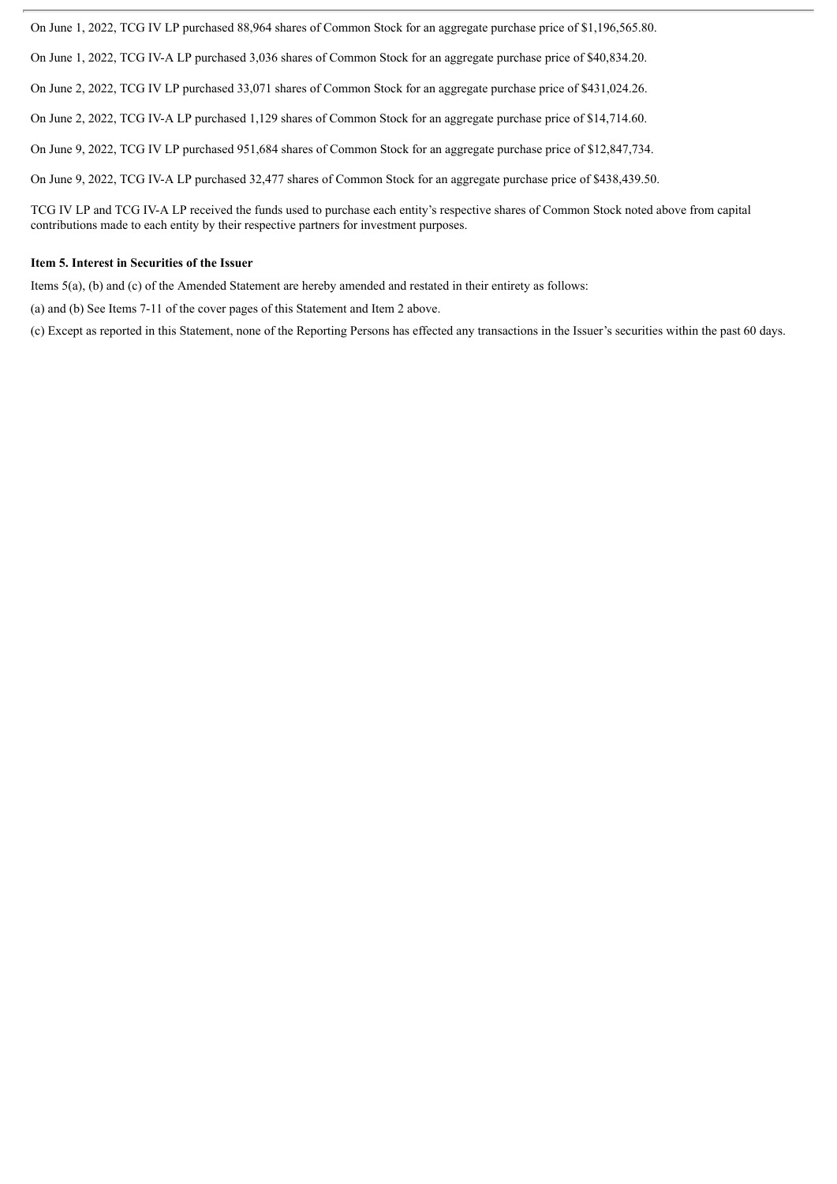On June 1, 2022, TCG IV LP purchased 88,964 shares of Common Stock for an aggregate purchase price of $1,196,565.80.

On June 1, 2022, TCG IV-A LP purchased 3,036 shares of Common Stock for an aggregate purchase price of $40,834.20.

On June 2, 2022, TCG IV LP purchased 33,071 shares of Common Stock for an aggregate purchase price of $431,024.26.

On June 2, 2022, TCG IV-A LP purchased 1,129 shares of Common Stock for an aggregate purchase price of $14,714.60.

On June 9, 2022, TCG IV LP purchased 951,684 shares of Common Stock for an aggregate purchase price of $12,847,734.

On June 9, 2022, TCG IV-A LP purchased 32,477 shares of Common Stock for an aggregate purchase price of $438,439.50.

TCG IV LP and TCG IV-A LP received the funds used to purchase each entity's respective shares of Common Stock noted above from capital contributions made to each entity by their respective partners for investment purposes.

**Item 5. Interest in Securities of the Issuer**

Items 5(a), (b) and (c) of the Amended Statement are hereby amended and restated in their entirety as follows:

(a) and (b) See Items 7-11 of the cover pages of this Statement and Item 2 above.

(c) Except as reported in this Statement, none of the Reporting Persons has effected any transactions in the Issuer's securities within the past 60 days.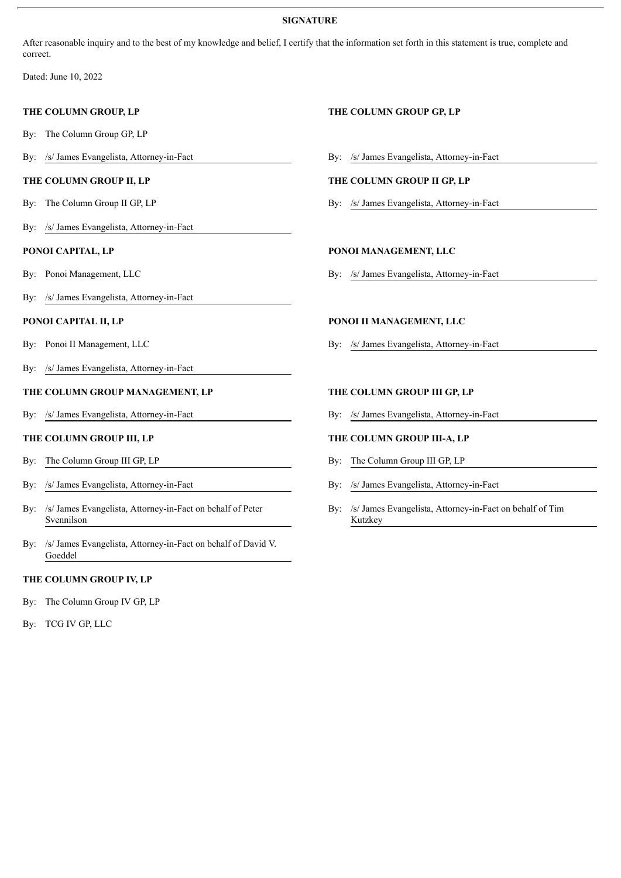**SIGNATURE**

After reasonable inquiry and to the best of my knowledge and belief, I certify that the information set forth in this statement is true, complete and correct.

Dated: June 10, 2022

**THE COLUMN GROUP, LP**

By: The Column Group GP, LP

By: /s/ James Evangelista, Attorney-in-Fact

**THE COLUMN GROUP GP, LP**

By: /s/ James Evangelista, Attorney-in-Fact

**THE COLUMN GROUP II, LP**

By: The Column Group II GP, LP

By: /s/ James Evangelista, Attorney-in-Fact

**THE COLUMN GROUP II GP, LP**

By: /s/ James Evangelista, Attorney-in-Fact

**PONOI CAPITAL, LP**

By: Ponoi Management, LLC

By: /s/ James Evangelista, Attorney-in-Fact

**PONOI MANAGEMENT, LLC**

By: /s/ James Evangelista, Attorney-in-Fact

**PONOI CAPITAL II, LP**

By: Ponoi II Management, LLC

By: /s/ James Evangelista, Attorney-in-Fact

**PONOI II MANAGEMENT, LLC**

By: /s/ James Evangelista, Attorney-in-Fact

**THE COLUMN GROUP MANAGEMENT, LP**

By: /s/ James Evangelista, Attorney-in-Fact

**THE COLUMN GROUP III GP, LP**

By: /s/ James Evangelista, Attorney-in-Fact

**THE COLUMN GROUP III, LP**

By: The Column Group III GP, LP

By: /s/ James Evangelista, Attorney-in-Fact

**THE COLUMN GROUP III-A, LP**

By: The Column Group III GP, LP

By: /s/ James Evangelista, Attorney-in-Fact

By: /s/ James Evangelista, Attorney-in-Fact on behalf of Peter Svennilson

By: /s/ James Evangelista, Attorney-in-Fact on behalf of Tim Kutzkey

By: /s/ James Evangelista, Attorney-in-Fact on behalf of David V. Goeddel

**THE COLUMN GROUP IV, LP**

By: The Column Group IV GP, LP

By: TCG IV GP, LLC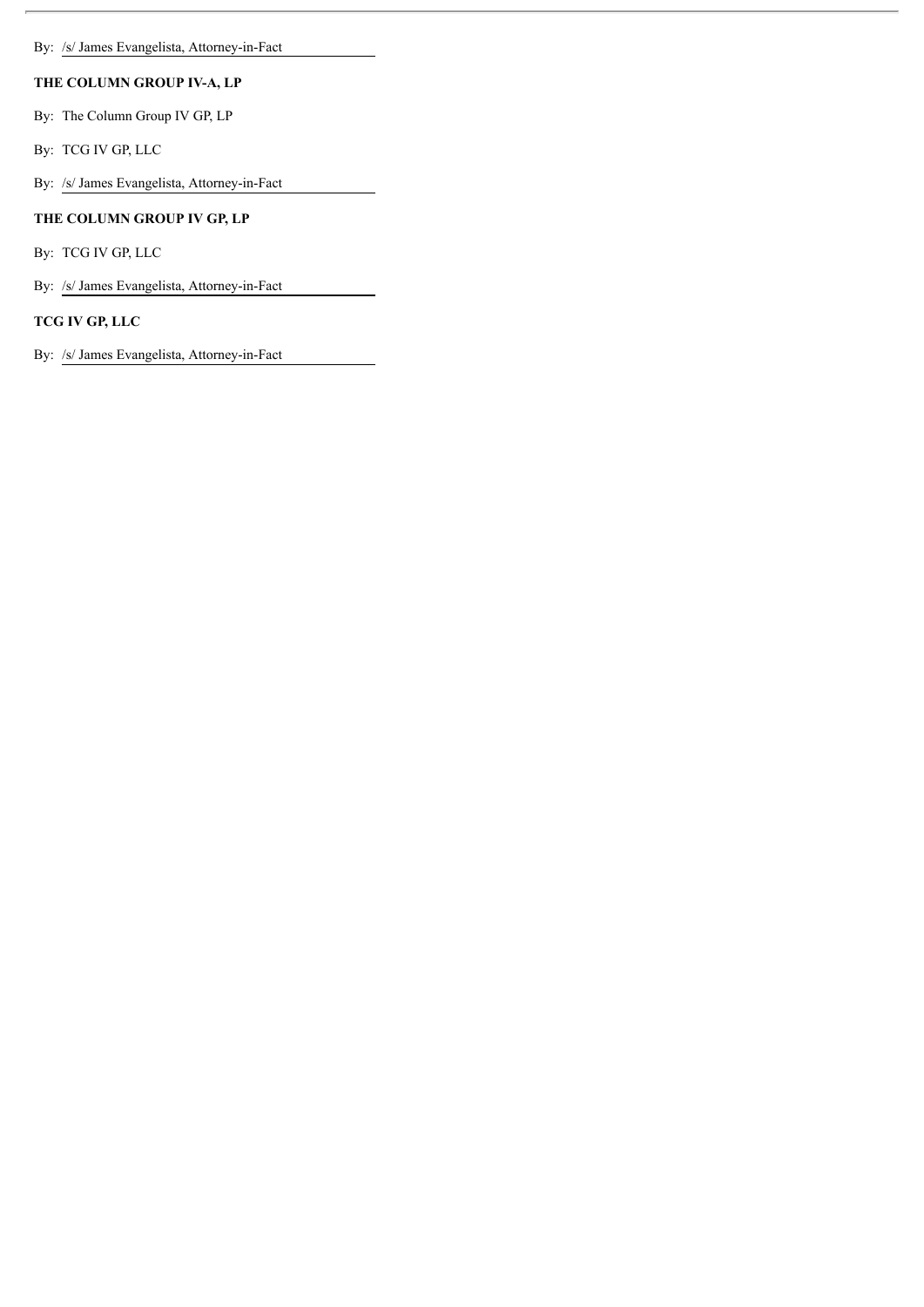By: /s/ James Evangelista, Attorney-in-Fact

**THE COLUMN GROUP IV-A, LP**

By: The Column Group IV GP, LP

By: TCG IV GP, LLC

By: /s/ James Evangelista, Attorney-in-Fact

**THE COLUMN GROUP IV GP, LP**

By: TCG IV GP, LLC

By: /s/ James Evangelista, Attorney-in-Fact

**TCG IV GP, LLC**

By: /s/ James Evangelista, Attorney-in-Fact